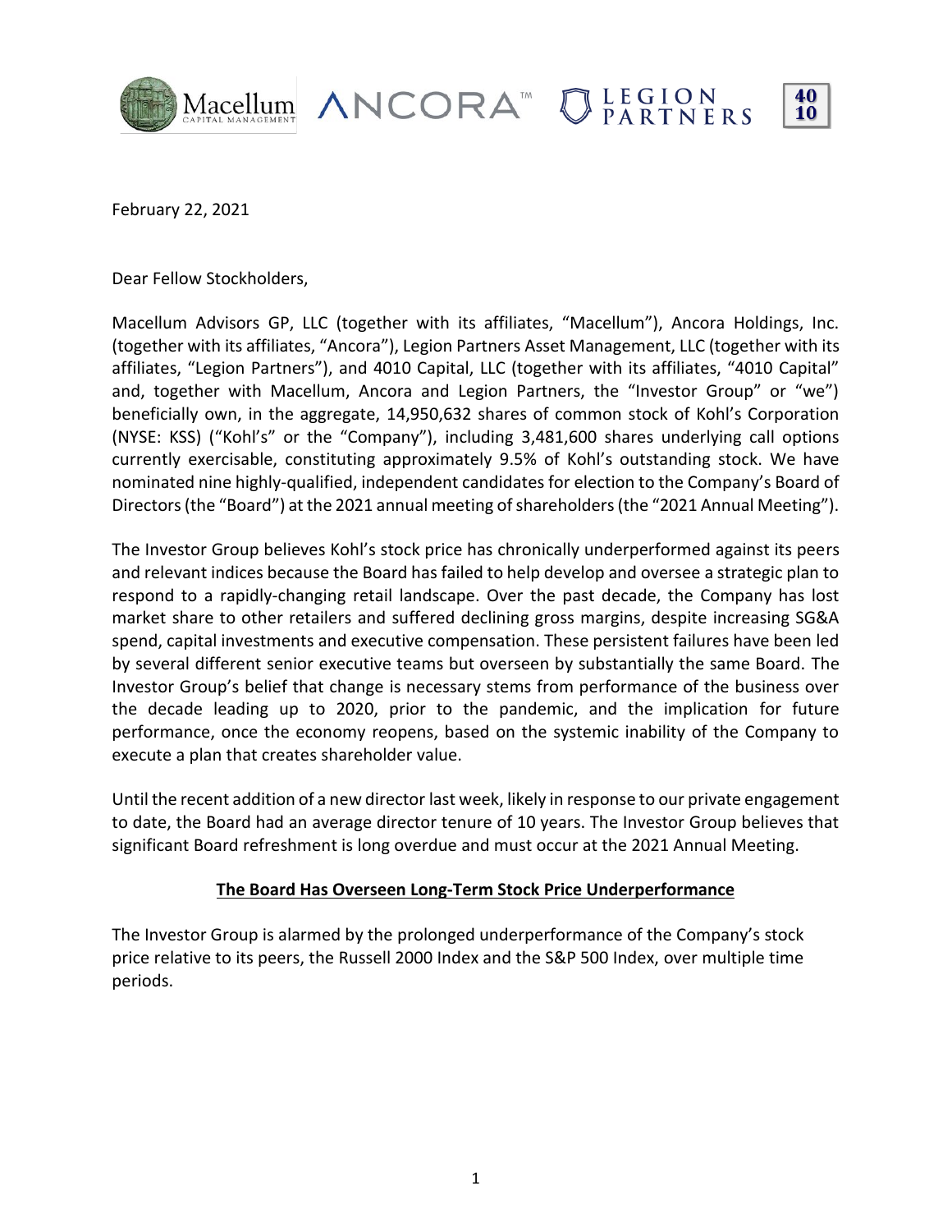February 22, 2021

Dear Fellow Stockholders,

Macellum Advisors GP, LLC (together with its affiliates, "Macellum"), Ancora Holdings, Inc. (together with its affiliates, "Ancora"), Legion Partners Asset Management, LLC (together with its affiliates, "Legion Partners"), and 4010 Capital, LLC (together with its affiliates, "4010 Capital" and, together with Macellum, Ancora and Legion Partners, the "Investor Group" or "we") beneficially own, in the aggregate, 14,950,632 shares of common stock of Kohl's Corporation (NYSE: KSS) ("Kohl's" or the "Company"), including 3,481,600 shares underlying call options currently exercisable, constituting approximately 9.5% of Kohl's outstanding stock. We have nominated nine highly-qualified, independent candidates for election to the Company's Board of Directors (the "Board") at the 2021 annual meeting of shareholders (the "2021 Annual Meeting").

The Investor Group believes Kohl's stock price has chronically underperformed against its peers and relevant indices because the Board has failed to help develop and oversee a strategic plan to respond to a rapidly-changing retail landscape. Over the past decade, the Company has lost market share to other retailers and suffered declining gross margins, despite increasing SG&A spend, capital investments and executive compensation. These persistent failures have been led by several different senior executive teams but overseen by substantially the same Board. The Investor Group's belief that change is necessary stems from performance of the business over the decade leading up to 2020, prior to the pandemic, and the implication for future performance, once the economy reopens, based on the systemic inability of the Company to execute a plan that creates shareholder value.

Until the recent addition of a new director last week, likely in response to our private engagement to date, the Board had an average director tenure of 10 years. The Investor Group believes that significant Board refreshment is long overdue and must occur at the 2021 Annual Meeting.

## The Board Has Overseen Long-Term Stock Price Underperformance

The Investor Group is alarmed by the prolonged underperformance of the Company's stock price relative to its peers, the Russell 2000 Index and the S&P 500 Index, over multiple time periods.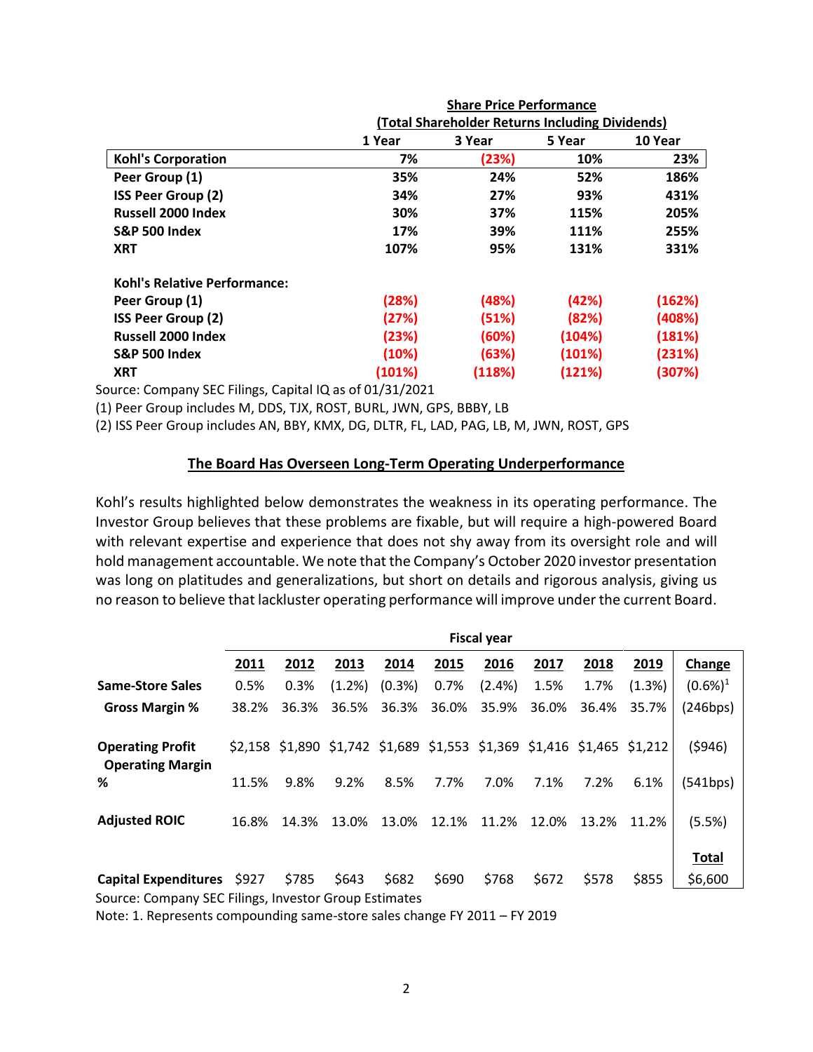| | Share Price Performance (Total Shareholder Returns Including Dividends) | | | |
|---|---|---|---|---|
| | 1 Year | 3 Year | 5 Year | 10 Year |
| **Kohl's Corporation** | 7% | (23%) | 10% | 23% |
| **Peer Group (1)** | 35% | 24% | 52% | 186% |
| **ISS Peer Group (2)** | 34% | 27% | 93% | 431% |
| **Russell 2000 Index** | 30% | 37% | 115% | 205% |
| **S&P 500 Index** | 17% | 39% | 111% | 255% |
| **XRT** | 107% | 95% | 131% | 331% |
| | | | | |
| **Kohl's Relative Performance:** | | | | |
| **Peer Group (1)** | (28%) | (48%) | (42%) | (162%) |
| **ISS Peer Group (2)** | (27%) | (51%) | (82%) | (408%) |
| **Russell 2000 Index** | (23%) | (60%) | (104%) | (181%) |
| **S&P 500 Index** | (10%) | (63%) | (101%) | (231%) |
| **XRT** | (101%) | (118%) | (121%) | (307%) |

Source: Company SEC Filings, Capital IQ as of 01/31/2021

(1) Peer Group includes M, DDS, TJX, ROST, BURL, JWN, GPS, BBBY, LB

(2) ISS Peer Group includes AN, BBY, KMX, DG, DLTR, FL, LAD, PAG, LB, M, JWN, ROST, GPS

## The Board Has Overseen Long-Term Operating Underperformance

Kohl's results highlighted below demonstrates the weakness in its operating performance. The Investor Group believes that these problems are fixable, but will require a high-powered Board with relevant expertise and experience that does not shy away from its oversight role and will hold management accountable. We note that the Company's October 2020 investor presentation was long on platitudes and generalizations, but short on details and rigorous analysis, giving us no reason to believe that lackluster operating performance will improve under the current Board.

| | Fiscal year | | | | | | | | | |
|---|---|---|---|---|---|---|---|---|---|---|
| | 2011 | 2012 | 2013 | 2014 | 2015 | 2016 | 2017 | 2018 | 2019 | Change |
| **Same-Store Sales** | 0.5% | 0.3% | (1.2%) | (0.3%) | 0.7% | (2.4%) | 1.5% | 1.7% | (1.3%) | (0.6%)[1] |
| **Gross Margin %** | 38.2% | 36.3% | 36.5% | 36.3% | 36.0% | 35.9% | 36.0% | 36.4% | 35.7% | (246bps) |
| **Operating Profit** | $2,158 | $1,890 | $1,742 | $1,689 | $1,553 | $1,369 | $1,416 | $1,465 | $1,212 | ($946) |
| **Operating Margin %** | 11.5% | 9.8% | 9.2% | 8.5% | 7.7% | 7.0% | 7.1% | 7.2% | 6.1% | (541bps) |
| **Adjusted ROIC** | 16.8% | 14.3% | 13.0% | 13.0% | 12.1% | 11.2% | 12.0% | 13.2% | 11.2% | (5.5%) |
| | | | | | | | | | | **Total** |
| **Capital Expenditures** | $927 | $785 | $643 | $682 | $690 | $768 | $672 | $578 | $855 | $6,600 |

Source: Company SEC Filings, Investor Group Estimates

Note: 1. Represents compounding same-store sales change FY 2011 – FY 2019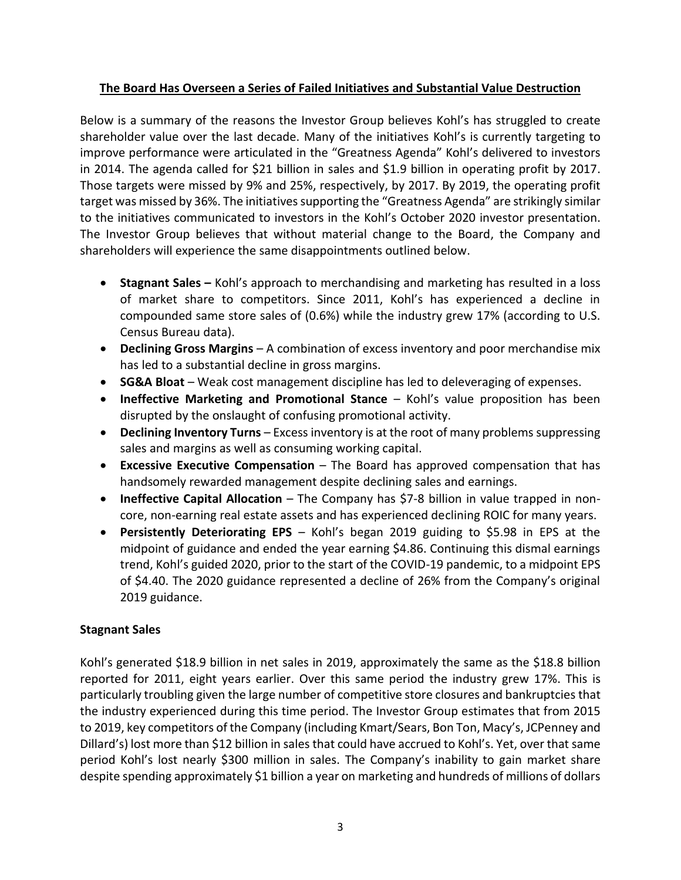## The Board Has Overseen a Series of Failed Initiatives and Substantial Value Destruction

Below is a summary of the reasons the Investor Group believes Kohl's has struggled to create shareholder value over the last decade. Many of the initiatives Kohl's is currently targeting to improve performance were articulated in the "Greatness Agenda" Kohl's delivered to investors in 2014. The agenda called for $21 billion in sales and $1.9 billion in operating profit by 2017. Those targets were missed by 9% and 25%, respectively, by 2017. By 2019, the operating profit target was missed by 36%. The initiatives supporting the "Greatness Agenda" are strikingly similar to the initiatives communicated to investors in the Kohl's October 2020 investor presentation. The Investor Group believes that without material change to the Board, the Company and shareholders will experience the same disappointments outlined below.

- **Stagnant Sales –** Kohl's approach to merchandising and marketing has resulted in a loss of market share to competitors. Since 2011, Kohl's has experienced a decline in compounded same store sales of (0.6%) while the industry grew 17% (according to U.S. Census Bureau data).
- **Declining Gross Margins** – A combination of excess inventory and poor merchandise mix has led to a substantial decline in gross margins.
- **SG&A Bloat** – Weak cost management discipline has led to deleveraging of expenses.
- **Ineffective Marketing and Promotional Stance** – Kohl's value proposition has been disrupted by the onslaught of confusing promotional activity.
- **Declining Inventory Turns** – Excess inventory is at the root of many problems suppressing sales and margins as well as consuming working capital.
- **Excessive Executive Compensation** – The Board has approved compensation that has handsomely rewarded management despite declining sales and earnings.
- **Ineffective Capital Allocation** – The Company has $7-8 billion in value trapped in non-core, non-earning real estate assets and has experienced declining ROIC for many years.
- **Persistently Deteriorating EPS** – Kohl's began 2019 guiding to $5.98 in EPS at the midpoint of guidance and ended the year earning $4.86. Continuing this dismal earnings trend, Kohl's guided 2020, prior to the start of the COVID-19 pandemic, to a midpoint EPS of $4.40. The 2020 guidance represented a decline of 26% from the Company's original 2019 guidance.

### Stagnant Sales

Kohl's generated $18.9 billion in net sales in 2019, approximately the same as the $18.8 billion reported for 2011, eight years earlier. Over this same period the industry grew 17%. This is particularly troubling given the large number of competitive store closures and bankruptcies that the industry experienced during this time period. The Investor Group estimates that from 2015 to 2019, key competitors of the Company (including Kmart/Sears, Bon Ton, Macy's, JCPenney and Dillard's) lost more than $12 billion in sales that could have accrued to Kohl's. Yet, over that same period Kohl's lost nearly $300 million in sales. The Company's inability to gain market share despite spending approximately $1 billion a year on marketing and hundreds of millions of dollars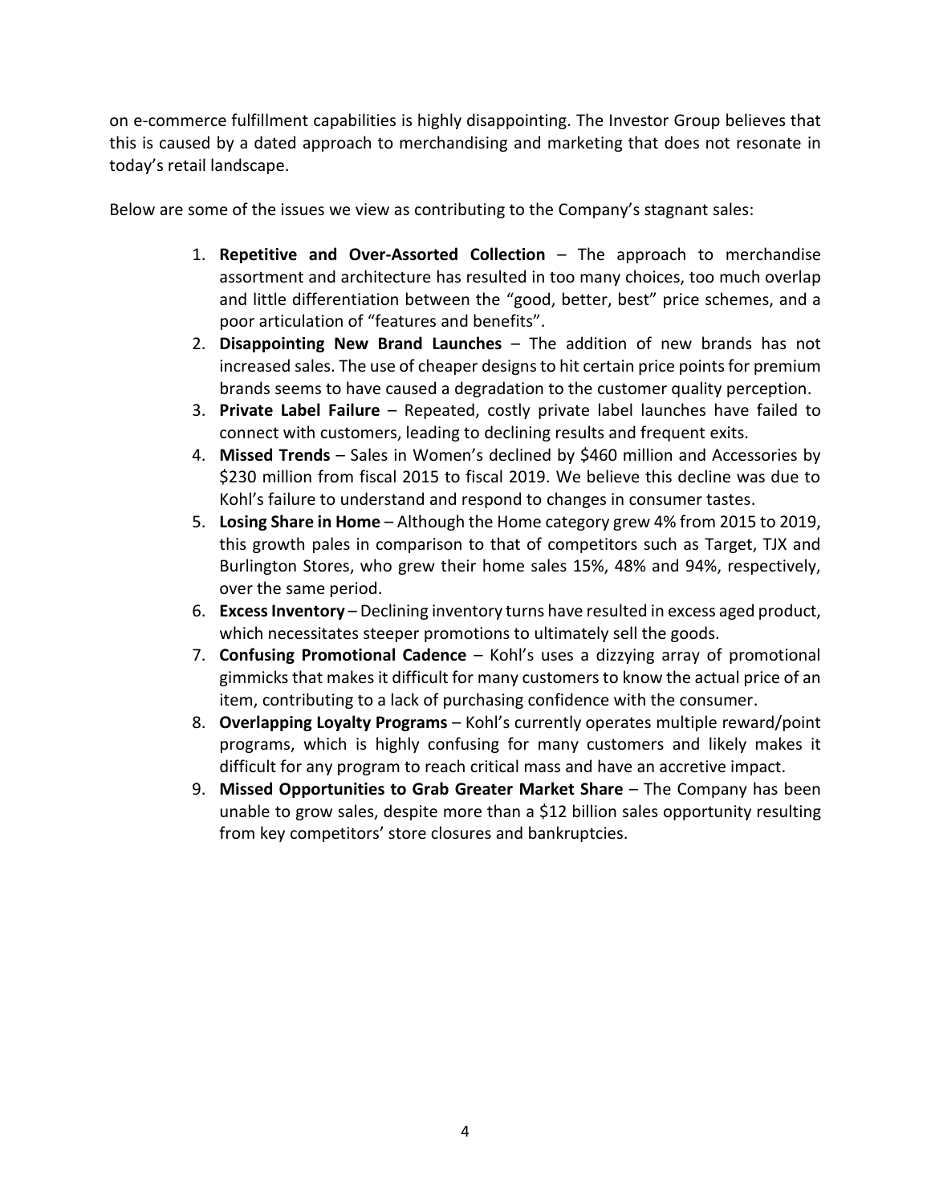on e-commerce fulfillment capabilities is highly disappointing. The Investor Group believes that this is caused by a dated approach to merchandising and marketing that does not resonate in today's retail landscape.

Below are some of the issues we view as contributing to the Company's stagnant sales:

1. **Repetitive and Over-Assorted Collection** – The approach to merchandise assortment and architecture has resulted in too many choices, too much overlap and little differentiation between the "good, better, best" price schemes, and a poor articulation of "features and benefits".
2. **Disappointing New Brand Launches** – The addition of new brands has not increased sales. The use of cheaper designs to hit certain price points for premium brands seems to have caused a degradation to the customer quality perception.
3. **Private Label Failure** – Repeated, costly private label launches have failed to connect with customers, leading to declining results and frequent exits.
4. **Missed Trends** – Sales in Women's declined by $460 million and Accessories by $230 million from fiscal 2015 to fiscal 2019. We believe this decline was due to Kohl's failure to understand and respond to changes in consumer tastes.
5. **Losing Share in Home** – Although the Home category grew 4% from 2015 to 2019, this growth pales in comparison to that of competitors such as Target, TJX and Burlington Stores, who grew their home sales 15%, 48% and 94%, respectively, over the same period.
6. **Excess Inventory** – Declining inventory turns have resulted in excess aged product, which necessitates steeper promotions to ultimately sell the goods.
7. **Confusing Promotional Cadence** – Kohl's uses a dizzying array of promotional gimmicks that makes it difficult for many customers to know the actual price of an item, contributing to a lack of purchasing confidence with the consumer.
8. **Overlapping Loyalty Programs** – Kohl's currently operates multiple reward/point programs, which is highly confusing for many customers and likely makes it difficult for any program to reach critical mass and have an accretive impact.
9. **Missed Opportunities to Grab Greater Market Share** – The Company has been unable to grow sales, despite more than a $12 billion sales opportunity resulting from key competitors' store closures and bankruptcies.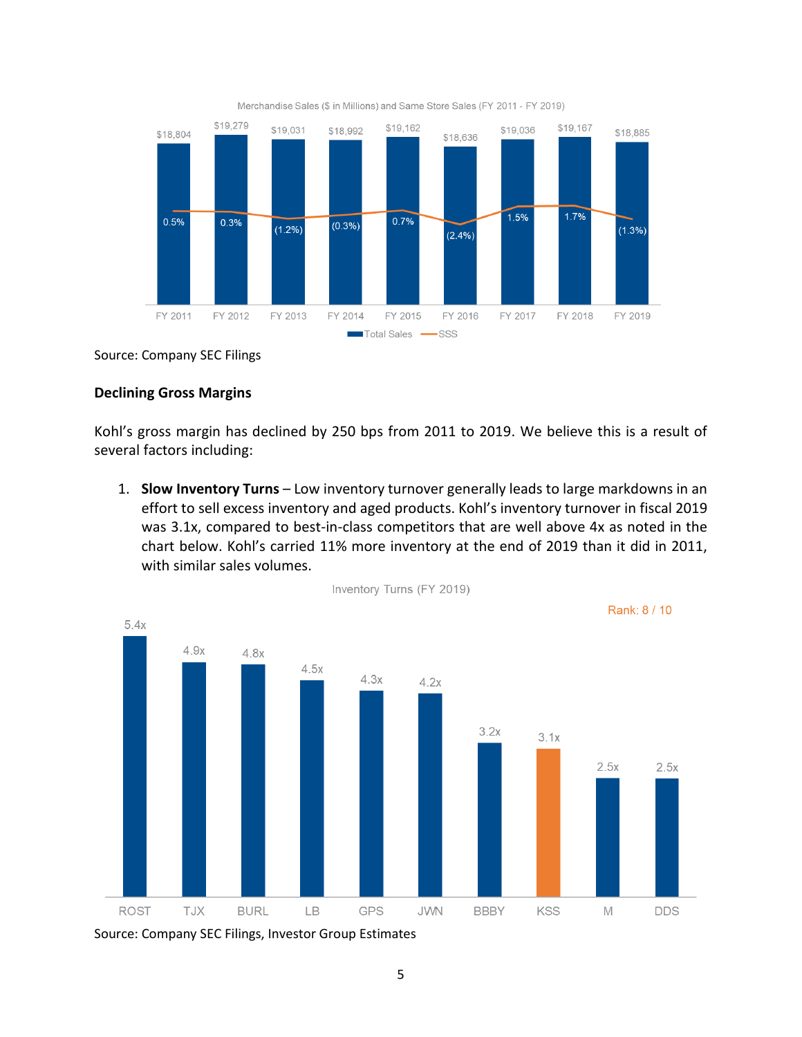Merchandise Sales ($ in Millions) and Same Store Sales (FY 2011 - FY 2019)

| | FY 2011 | FY 2012 | FY 2013 | FY 2014 | FY 2015 | FY 2016 | FY 2017 | FY 2018 | FY 2019 |
|---|---|---|---|---|---|---|---|---|---|
| Total Sales | $18,804 | $19,279 | $19,031 | $18,992 | $19,162 | $18,636 | $19,036 | $19,167 | $18,885 |
| SSS | 0.5% | 0.3% | (1.2%) | (0.3%) | 0.7% | (2.4%) | 1.5% | 1.7% | (1.3%) |

Source: Company SEC Filings

**Declining Gross Margins**

Kohl's gross margin has declined by 250 bps from 2011 to 2019. We believe this is a result of several factors including:

1. **Slow Inventory Turns** – Low inventory turnover generally leads to large markdowns in an effort to sell excess inventory and aged products. Kohl's inventory turnover in fiscal 2019 was 3.1x, compared to best-in-class competitors that are well above 4x as noted in the chart below. Kohl's carried 11% more inventory at the end of 2019 than it did in 2011, with similar sales volumes.

Inventory Turns (FY 2019)

Rank: 8 / 10

| ROST | TJX | BURL | LB | GPS | JWN | BBBY | KSS | M | DDS |
|---|---|---|---|---|---|---|---|---|---|
| 5.4x | 4.9x | 4.8x | 4.5x | 4.3x | 4.2x | 3.2x | 3.1x | 2.5x | 2.5x |

Source: Company SEC Filings, Investor Group Estimates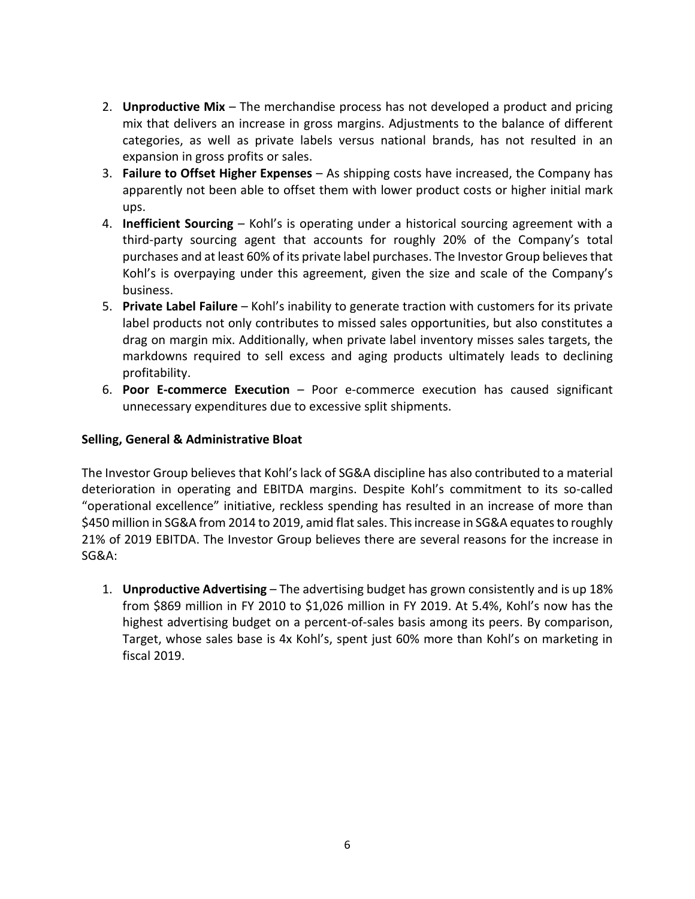2. **Unproductive Mix** – The merchandise process has not developed a product and pricing mix that delivers an increase in gross margins. Adjustments to the balance of different categories, as well as private labels versus national brands, has not resulted in an expansion in gross profits or sales.
3. **Failure to Offset Higher Expenses** – As shipping costs have increased, the Company has apparently not been able to offset them with lower product costs or higher initial mark ups.
4. **Inefficient Sourcing** – Kohl's is operating under a historical sourcing agreement with a third-party sourcing agent that accounts for roughly 20% of the Company's total purchases and at least 60% of its private label purchases. The Investor Group believes that Kohl's is overpaying under this agreement, given the size and scale of the Company's business.
5. **Private Label Failure** – Kohl's inability to generate traction with customers for its private label products not only contributes to missed sales opportunities, but also constitutes a drag on margin mix. Additionally, when private label inventory misses sales targets, the markdowns required to sell excess and aging products ultimately leads to declining profitability.
6. **Poor E-commerce Execution** – Poor e-commerce execution has caused significant unnecessary expenditures due to excessive split shipments.

**Selling, General & Administrative Bloat**

The Investor Group believes that Kohl's lack of SG&A discipline has also contributed to a material deterioration in operating and EBITDA margins. Despite Kohl's commitment to its so-called "operational excellence" initiative, reckless spending has resulted in an increase of more than $450 million in SG&A from 2014 to 2019, amid flat sales. This increase in SG&A equates to roughly 21% of 2019 EBITDA. The Investor Group believes there are several reasons for the increase in SG&A:

1. **Unproductive Advertising** – The advertising budget has grown consistently and is up 18% from $869 million in FY 2010 to $1,026 million in FY 2019. At 5.4%, Kohl's now has the highest advertising budget on a percent-of-sales basis among its peers. By comparison, Target, whose sales base is 4x Kohl's, spent just 60% more than Kohl's on marketing in fiscal 2019.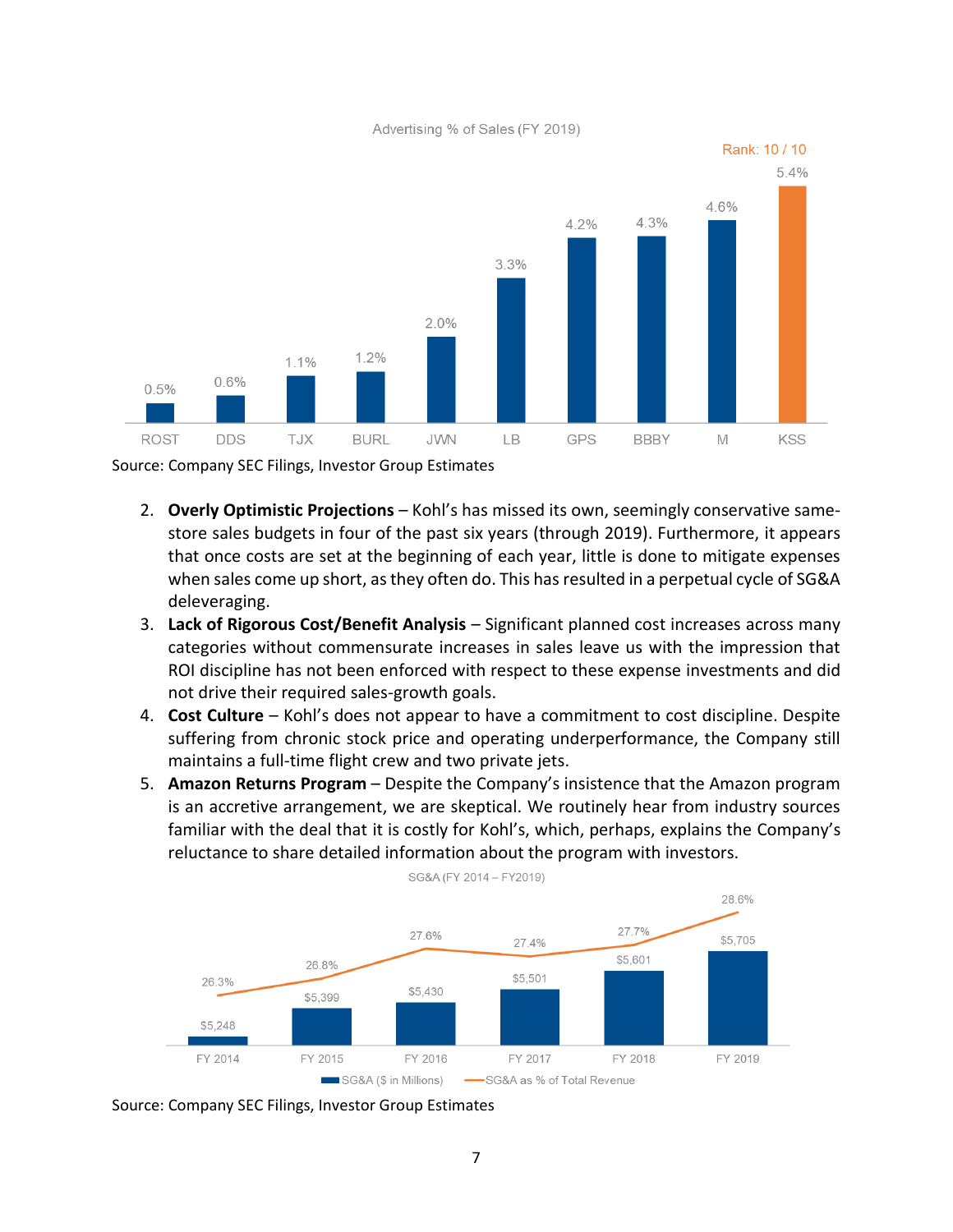Advertising % of Sales (FY 2019)

Rank: 10 / 10

| Company | Advertising % of Sales |
|---|---|
| ROST | 0.5% |
| DDS | 0.6% |
| TJX | 1.1% |
| BURL | 1.2% |
| JWN | 2.0% |
| LB | 3.3% |
| GPS | 4.2% |
| BBBY | 4.3% |
| M | 4.6% |
| KSS | 5.4% |

Source: Company SEC Filings, Investor Group Estimates

2. **Overly Optimistic Projections** – Kohl's has missed its own, seemingly conservative same-store sales budgets in four of the past six years (through 2019). Furthermore, it appears that once costs are set at the beginning of each year, little is done to mitigate expenses when sales come up short, as they often do. This has resulted in a perpetual cycle of SG&A deleveraging.
3. **Lack of Rigorous Cost/Benefit Analysis** – Significant planned cost increases across many categories without commensurate increases in sales leave us with the impression that ROI discipline has not been enforced with respect to these expense investments and did not drive their required sales-growth goals.
4. **Cost Culture** – Kohl's does not appear to have a commitment to cost discipline. Despite suffering from chronic stock price and operating underperformance, the Company still maintains a full-time flight crew and two private jets.
5. **Amazon Returns Program** – Despite the Company's insistence that the Amazon program is an accretive arrangement, we are skeptical. We routinely hear from industry sources familiar with the deal that it is costly for Kohl's, which, perhaps, explains the Company's reluctance to share detailed information about the program with investors.

SG&A (FY 2014 – FY2019)

| | FY 2014 | FY 2015 | FY 2016 | FY 2017 | FY 2018 | FY 2019 |
|---|---|---|---|---|---|---|
| SG&A ($ in Millions) | $5,248 | $5,399 | $5,430 | $5,501 | $5,601 | $5,705 |
| SG&A as % of Total Revenue | 26.3% | 26.8% | 27.6% | 27.4% | 27.7% | 28.6% |

Source: Company SEC Filings, Investor Group Estimates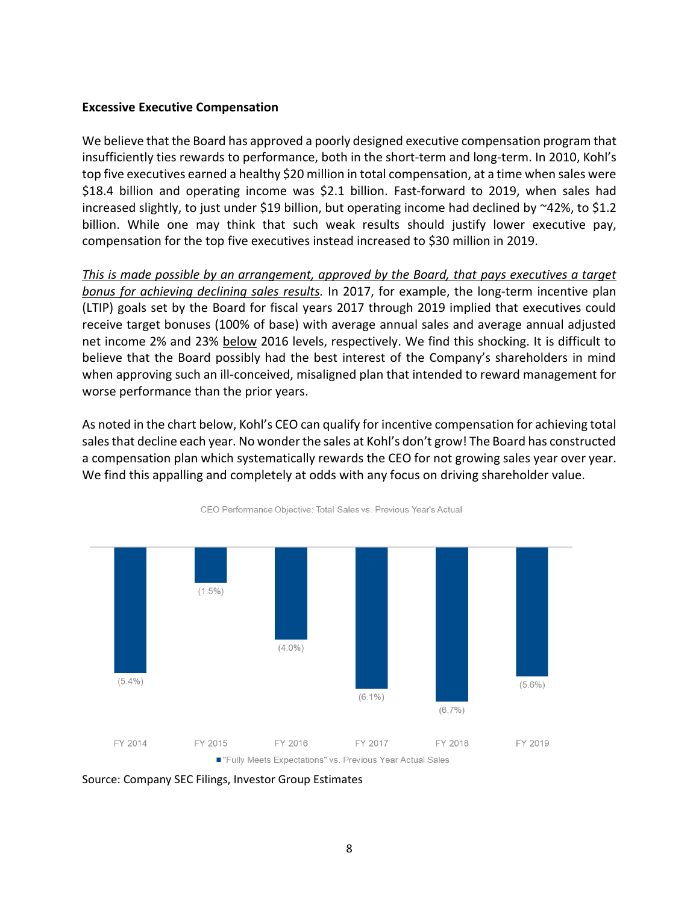**Excessive Executive Compensation**

We believe that the Board has approved a poorly designed executive compensation program that insufficiently ties rewards to performance, both in the short-term and long-term. In 2010, Kohl's top five executives earned a healthy $20 million in total compensation, at a time when sales were $18.4 billion and operating income was $2.1 billion. Fast-forward to 2019, when sales had increased slightly, to just under $19 billion, but operating income had declined by ~42%, to $1.2 billion. While one may think that such weak results should justify lower executive pay, compensation for the top five executives instead increased to $30 million in 2019.

<u>*This is made possible by an arrangement, approved by the Board, that pays executives a target bonus for achieving declining sales results*</u>*.* In 2017, for example, the long-term incentive plan (LTIP) goals set by the Board for fiscal years 2017 through 2019 implied that executives could receive target bonuses (100% of base) with average annual sales and average annual adjusted net income 2% and 23% <u>below</u> 2016 levels, respectively. We find this shocking. It is difficult to believe that the Board possibly had the best interest of the Company's shareholders in mind when approving such an ill-conceived, misaligned plan that intended to reward management for worse performance than the prior years.

As noted in the chart below, Kohl's CEO can qualify for incentive compensation for achieving total sales that decline each year. No wonder the sales at Kohl's don't grow! The Board has constructed a compensation plan which systematically rewards the CEO for not growing sales year over year. We find this appalling and completely at odds with any focus on driving shareholder value.

CEO Performance Objective: Total Sales vs. Previous Year's Actual

| | FY 2014 | FY 2015 | FY 2016 | FY 2017 | FY 2018 | FY 2019 |
|---|---|---|---|---|---|---|
| "Fully Meets Expectations" vs. Previous Year Actual Sales | (5.4%) | (1.5%) | (4.0%) | (6.1%) | (6.7%) | (5.6%) |

Source: Company SEC Filings, Investor Group Estimates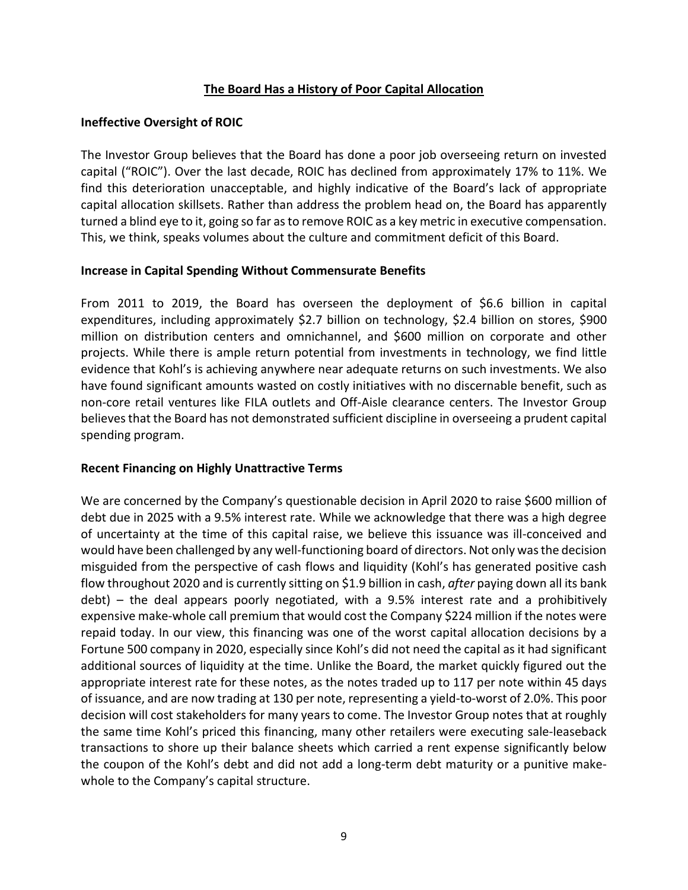## The Board Has a History of Poor Capital Allocation

### Ineffective Oversight of ROIC

The Investor Group believes that the Board has done a poor job overseeing return on invested capital ("ROIC"). Over the last decade, ROIC has declined from approximately 17% to 11%. We find this deterioration unacceptable, and highly indicative of the Board's lack of appropriate capital allocation skillsets. Rather than address the problem head on, the Board has apparently turned a blind eye to it, going so far as to remove ROIC as a key metric in executive compensation. This, we think, speaks volumes about the culture and commitment deficit of this Board.

### Increase in Capital Spending Without Commensurate Benefits

From 2011 to 2019, the Board has overseen the deployment of $6.6 billion in capital expenditures, including approximately $2.7 billion on technology, $2.4 billion on stores, $900 million on distribution centers and omnichannel, and $600 million on corporate and other projects. While there is ample return potential from investments in technology, we find little evidence that Kohl's is achieving anywhere near adequate returns on such investments. We also have found significant amounts wasted on costly initiatives with no discernable benefit, such as non-core retail ventures like FILA outlets and Off-Aisle clearance centers. The Investor Group believes that the Board has not demonstrated sufficient discipline in overseeing a prudent capital spending program.

### Recent Financing on Highly Unattractive Terms

We are concerned by the Company's questionable decision in April 2020 to raise $600 million of debt due in 2025 with a 9.5% interest rate. While we acknowledge that there was a high degree of uncertainty at the time of this capital raise, we believe this issuance was ill-conceived and would have been challenged by any well-functioning board of directors. Not only was the decision misguided from the perspective of cash flows and liquidity (Kohl's has generated positive cash flow throughout 2020 and is currently sitting on $1.9 billion in cash, *after* paying down all its bank debt) – the deal appears poorly negotiated, with a 9.5% interest rate and a prohibitively expensive make-whole call premium that would cost the Company $224 million if the notes were repaid today. In our view, this financing was one of the worst capital allocation decisions by a Fortune 500 company in 2020, especially since Kohl's did not need the capital as it had significant additional sources of liquidity at the time. Unlike the Board, the market quickly figured out the appropriate interest rate for these notes, as the notes traded up to 117 per note within 45 days of issuance, and are now trading at 130 per note, representing a yield-to-worst of 2.0%. This poor decision will cost stakeholders for many years to come. The Investor Group notes that at roughly the same time Kohl's priced this financing, many other retailers were executing sale-leaseback transactions to shore up their balance sheets which carried a rent expense significantly below the coupon of the Kohl's debt and did not add a long-term debt maturity or a punitive make-whole to the Company's capital structure.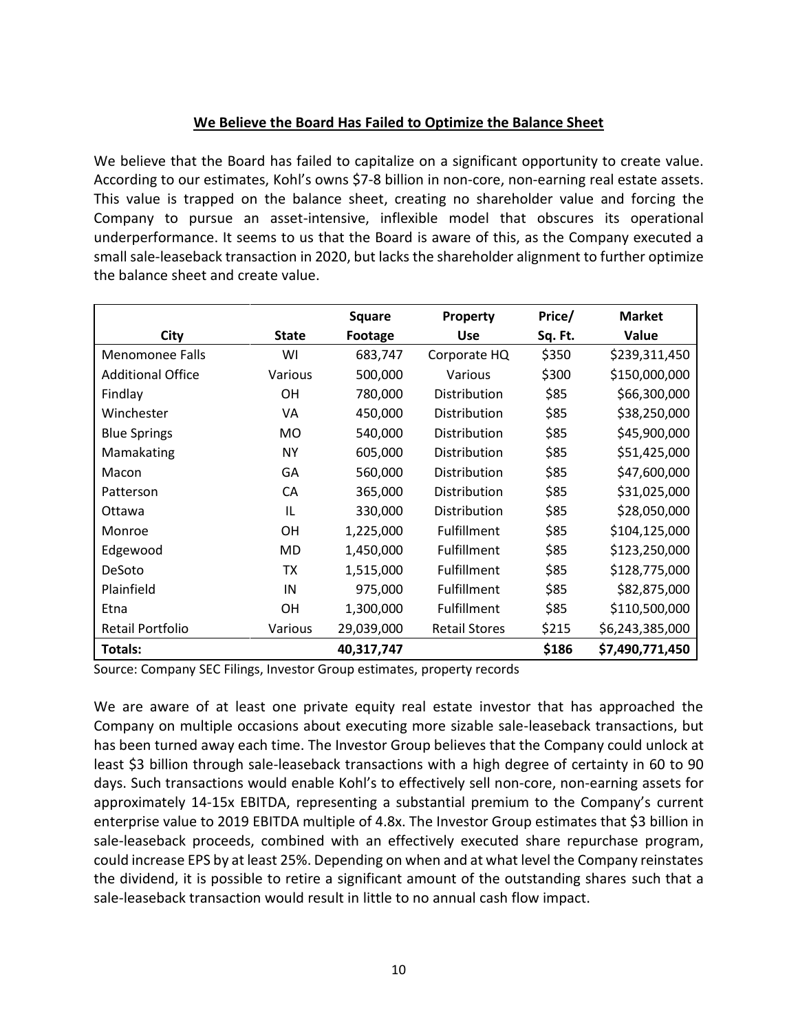## We Believe the Board Has Failed to Optimize the Balance Sheet

We believe that the Board has failed to capitalize on a significant opportunity to create value. According to our estimates, Kohl's owns $7-8 billion in non-core, non-earning real estate assets. This value is trapped on the balance sheet, creating no shareholder value and forcing the Company to pursue an asset-intensive, inflexible model that obscures its operational underperformance. It seems to us that the Board is aware of this, as the Company executed a small sale-leaseback transaction in 2020, but lacks the shareholder alignment to further optimize the balance sheet and create value.

| City | State | Square Footage | Property Use | Price/ Sq. Ft. | Market Value |
|---|---|---|---|---|---|
| Menomonee Falls | WI | 683,747 | Corporate HQ | $350 | $239,311,450 |
| Additional Office | Various | 500,000 | Various | $300 | $150,000,000 |
| Findlay | OH | 780,000 | Distribution | $85 | $66,300,000 |
| Winchester | VA | 450,000 | Distribution | $85 | $38,250,000 |
| Blue Springs | MO | 540,000 | Distribution | $85 | $45,900,000 |
| Mamakating | NY | 605,000 | Distribution | $85 | $51,425,000 |
| Macon | GA | 560,000 | Distribution | $85 | $47,600,000 |
| Patterson | CA | 365,000 | Distribution | $85 | $31,025,000 |
| Ottawa | IL | 330,000 | Distribution | $85 | $28,050,000 |
| Monroe | OH | 1,225,000 | Fulfillment | $85 | $104,125,000 |
| Edgewood | MD | 1,450,000 | Fulfillment | $85 | $123,250,000 |
| DeSoto | TX | 1,515,000 | Fulfillment | $85 | $128,775,000 |
| Plainfield | IN | 975,000 | Fulfillment | $85 | $82,875,000 |
| Etna | OH | 1,300,000 | Fulfillment | $85 | $110,500,000 |
| Retail Portfolio | Various | 29,039,000 | Retail Stores | $215 | $6,243,385,000 |
| **Totals:** | | **40,317,747** | | **$186** | **$7,490,771,450** |

Source: Company SEC Filings, Investor Group estimates, property records

We are aware of at least one private equity real estate investor that has approached the Company on multiple occasions about executing more sizable sale-leaseback transactions, but has been turned away each time. The Investor Group believes that the Company could unlock at least $3 billion through sale-leaseback transactions with a high degree of certainty in 60 to 90 days. Such transactions would enable Kohl's to effectively sell non-core, non-earning assets for approximately 14-15x EBITDA, representing a substantial premium to the Company's current enterprise value to 2019 EBITDA multiple of 4.8x. The Investor Group estimates that $3 billion in sale-leaseback proceeds, combined with an effectively executed share repurchase program, could increase EPS by at least 25%. Depending on when and at what level the Company reinstates the dividend, it is possible to retire a significant amount of the outstanding shares such that a sale-leaseback transaction would result in little to no annual cash flow impact.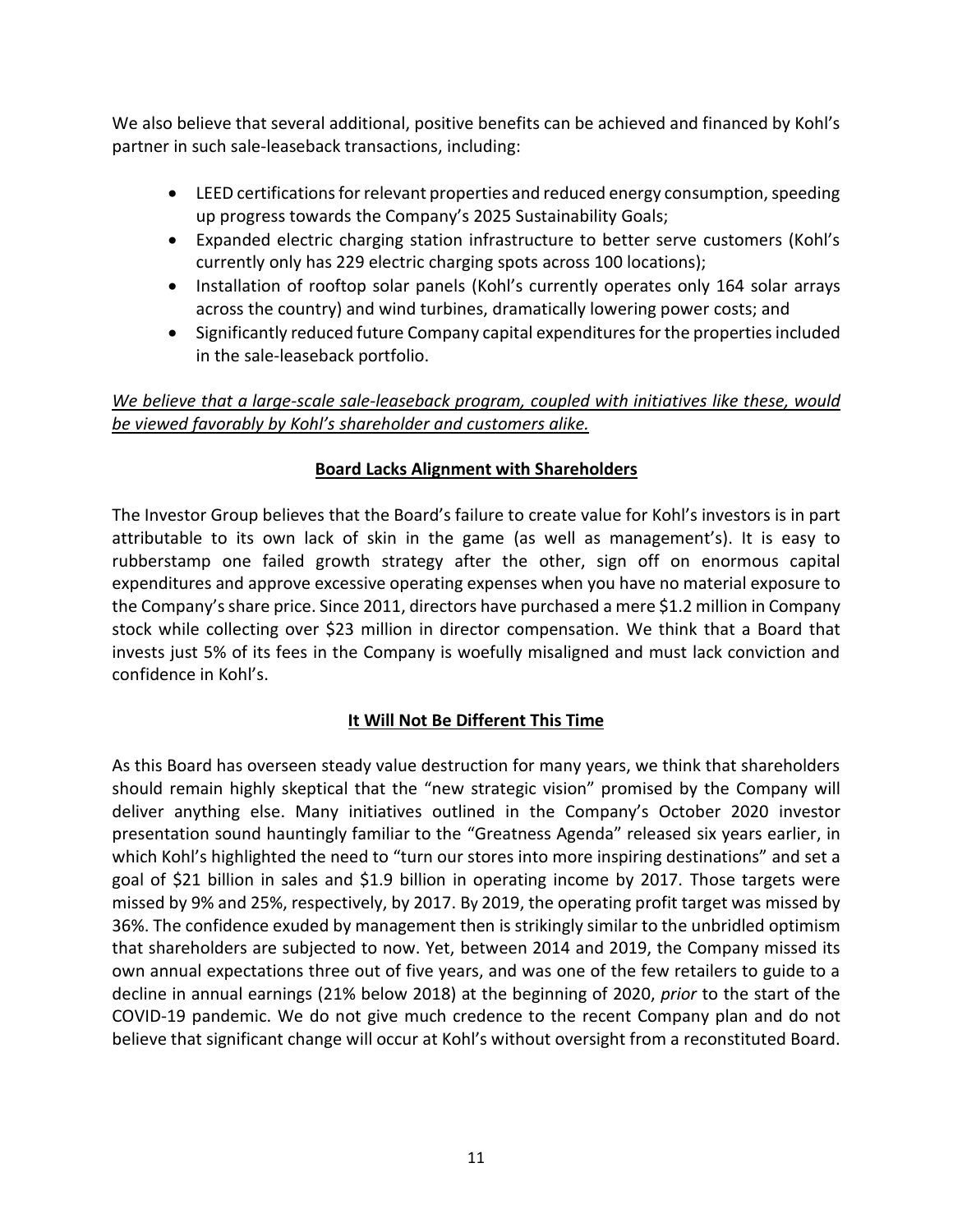We also believe that several additional, positive benefits can be achieved and financed by Kohl's partner in such sale-leaseback transactions, including:

- LEED certifications for relevant properties and reduced energy consumption, speeding up progress towards the Company's 2025 Sustainability Goals;
- Expanded electric charging station infrastructure to better serve customers (Kohl's currently only has 229 electric charging spots across 100 locations);
- Installation of rooftop solar panels (Kohl's currently operates only 164 solar arrays across the country) and wind turbines, dramatically lowering power costs; and
- Significantly reduced future Company capital expenditures for the properties included in the sale-leaseback portfolio.

*We believe that a large-scale sale-leaseback program, coupled with initiatives like these, would be viewed favorably by Kohl's shareholder and customers alike.*

## Board Lacks Alignment with Shareholders

The Investor Group believes that the Board's failure to create value for Kohl's investors is in part attributable to its own lack of skin in the game (as well as management's). It is easy to rubberstamp one failed growth strategy after the other, sign off on enormous capital expenditures and approve excessive operating expenses when you have no material exposure to the Company's share price. Since 2011, directors have purchased a mere $1.2 million in Company stock while collecting over $23 million in director compensation. We think that a Board that invests just 5% of its fees in the Company is woefully misaligned and must lack conviction and confidence in Kohl's.

## It Will Not Be Different This Time

As this Board has overseen steady value destruction for many years, we think that shareholders should remain highly skeptical that the "new strategic vision" promised by the Company will deliver anything else. Many initiatives outlined in the Company's October 2020 investor presentation sound hauntingly familiar to the "Greatness Agenda" released six years earlier, in which Kohl's highlighted the need to "turn our stores into more inspiring destinations" and set a goal of $21 billion in sales and $1.9 billion in operating income by 2017. Those targets were missed by 9% and 25%, respectively, by 2017. By 2019, the operating profit target was missed by 36%. The confidence exuded by management then is strikingly similar to the unbridled optimism that shareholders are subjected to now. Yet, between 2014 and 2019, the Company missed its own annual expectations three out of five years, and was one of the few retailers to guide to a decline in annual earnings (21% below 2018) at the beginning of 2020, *prior* to the start of the COVID-19 pandemic. We do not give much credence to the recent Company plan and do not believe that significant change will occur at Kohl's without oversight from a reconstituted Board.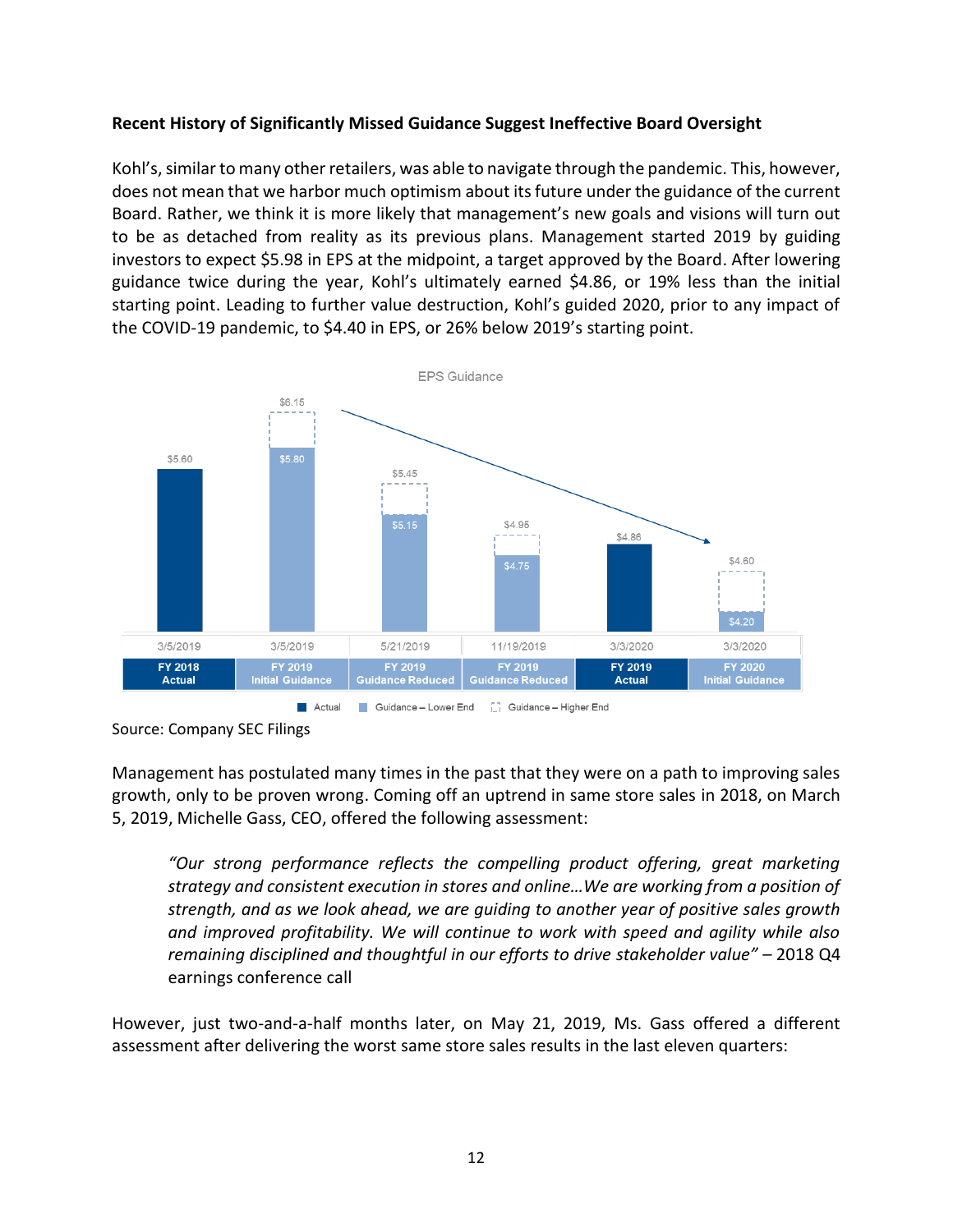**Recent History of Significantly Missed Guidance Suggest Ineffective Board Oversight**

Kohl's, similar to many other retailers, was able to navigate through the pandemic. This, however, does not mean that we harbor much optimism about its future under the guidance of the current Board. Rather, we think it is more likely that management's new goals and visions will turn out to be as detached from reality as its previous plans. Management started 2019 by guiding investors to expect $5.98 in EPS at the midpoint, a target approved by the Board. After lowering guidance twice during the year, Kohl's ultimately earned $4.86, or 19% less than the initial starting point. Leading to further value destruction, Kohl's guided 2020, prior to any impact of the COVID-19 pandemic, to $4.40 in EPS, or 26% below 2019's starting point.

EPS Guidance

| Date | Period | Actual | Guidance – Lower End | Guidance – Higher End |
|---|---|---|---|---|
| 3/5/2019 | FY 2018 Actual | $5.60 | | |
| 3/5/2019 | FY 2019 Initial Guidance | | $5.80 | $6.15 |
| 5/21/2019 | FY 2019 Guidance Reduced | | $5.15 | $5.45 |
| 11/19/2019 | FY 2019 Guidance Reduced | | $4.75 | $4.95 |
| 3/3/2020 | FY 2019 Actual | $4.86 | | |
| 3/3/2020 | FY 2020 Initial Guidance | | $4.20 | $4.60 |

Source: Company SEC Filings

Management has postulated many times in the past that they were on a path to improving sales growth, only to be proven wrong. Coming off an uptrend in same store sales in 2018, on March 5, 2019, Michelle Gass, CEO, offered the following assessment:

> *"Our strong performance reflects the compelling product offering, great marketing strategy and consistent execution in stores and online…We are working from a position of strength, and as we look ahead, we are guiding to another year of positive sales growth and improved profitability. We will continue to work with speed and agility while also remaining disciplined and thoughtful in our efforts to drive stakeholder value"* – 2018 Q4 earnings conference call

However, just two-and-a-half months later, on May 21, 2019, Ms. Gass offered a different assessment after delivering the worst same store sales results in the last eleven quarters: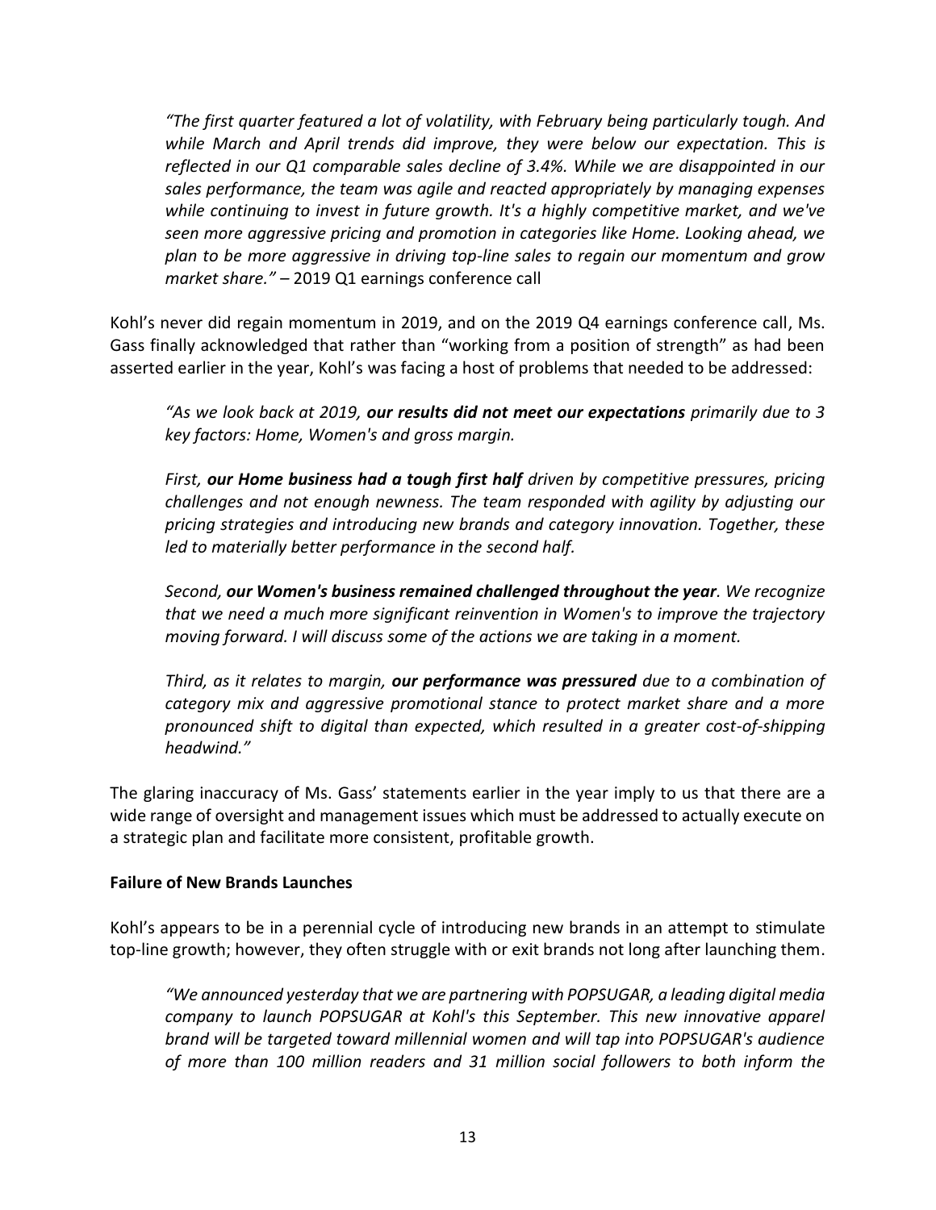*"The first quarter featured a lot of volatility, with February being particularly tough. And while March and April trends did improve, they were below our expectation. This is reflected in our Q1 comparable sales decline of 3.4%. While we are disappointed in our sales performance, the team was agile and reacted appropriately by managing expenses while continuing to invest in future growth. It's a highly competitive market, and we've seen more aggressive pricing and promotion in categories like Home. Looking ahead, we plan to be more aggressive in driving top-line sales to regain our momentum and grow market share."* – 2019 Q1 earnings conference call

Kohl's never did regain momentum in 2019, and on the 2019 Q4 earnings conference call, Ms. Gass finally acknowledged that rather than "working from a position of strength" as had been asserted earlier in the year, Kohl's was facing a host of problems that needed to be addressed:

> *"As we look back at 2019, **our results did not meet our expectations** primarily due to 3 key factors: Home, Women's and gross margin.*
>
> *First, **our Home business had a tough first half** driven by competitive pressures, pricing challenges and not enough newness. The team responded with agility by adjusting our pricing strategies and introducing new brands and category innovation. Together, these led to materially better performance in the second half.*
>
> *Second, **our Women's business remained challenged throughout the year**. We recognize that we need a much more significant reinvention in Women's to improve the trajectory moving forward. I will discuss some of the actions we are taking in a moment.*
>
> *Third, as it relates to margin, **our performance was pressured** due to a combination of category mix and aggressive promotional stance to protect market share and a more pronounced shift to digital than expected, which resulted in a greater cost-of-shipping headwind."*

The glaring inaccuracy of Ms. Gass' statements earlier in the year imply to us that there are a wide range of oversight and management issues which must be addressed to actually execute on a strategic plan and facilitate more consistent, profitable growth.

**Failure of New Brands Launches**

Kohl's appears to be in a perennial cycle of introducing new brands in an attempt to stimulate top-line growth; however, they often struggle with or exit brands not long after launching them.

> *"We announced yesterday that we are partnering with POPSUGAR, a leading digital media company to launch POPSUGAR at Kohl's this September. This new innovative apparel brand will be targeted toward millennial women and will tap into POPSUGAR's audience of more than 100 million readers and 31 million social followers to both inform the*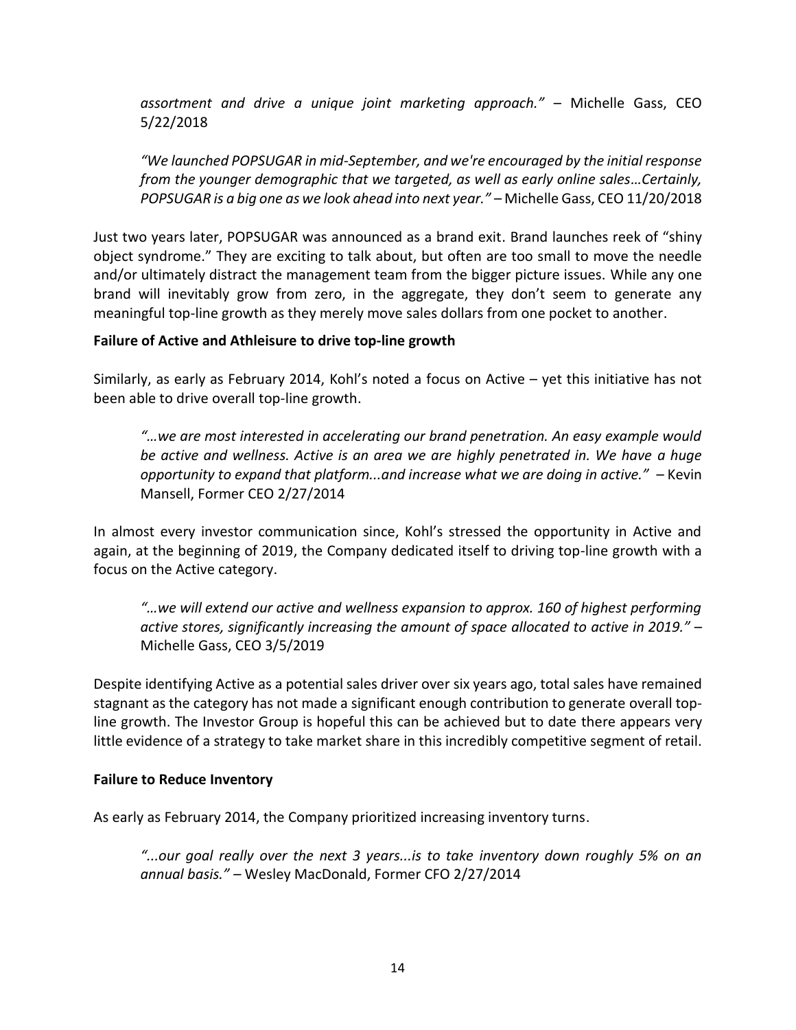*assortment and drive a unique joint marketing approach."* – Michelle Gass, CEO 5/22/2018

*"We launched POPSUGAR in mid-September, and we're encouraged by the initial response from the younger demographic that we targeted, as well as early online sales…Certainly, POPSUGAR is a big one as we look ahead into next year."* – Michelle Gass, CEO 11/20/2018

Just two years later, POPSUGAR was announced as a brand exit. Brand launches reek of "shiny object syndrome." They are exciting to talk about, but often are too small to move the needle and/or ultimately distract the management team from the bigger picture issues. While any one brand will inevitably grow from zero, in the aggregate, they don't seem to generate any meaningful top-line growth as they merely move sales dollars from one pocket to another.

**Failure of Active and Athleisure to drive top-line growth**

Similarly, as early as February 2014, Kohl's noted a focus on Active – yet this initiative has not been able to drive overall top-line growth.

*"…we are most interested in accelerating our brand penetration. An easy example would be active and wellness. Active is an area we are highly penetrated in. We have a huge opportunity to expand that platform...and increase what we are doing in active."* – Kevin Mansell, Former CEO 2/27/2014

In almost every investor communication since, Kohl's stressed the opportunity in Active and again, at the beginning of 2019, the Company dedicated itself to driving top-line growth with a focus on the Active category.

*"…we will extend our active and wellness expansion to approx. 160 of highest performing active stores, significantly increasing the amount of space allocated to active in 2019."* – Michelle Gass, CEO 3/5/2019

Despite identifying Active as a potential sales driver over six years ago, total sales have remained stagnant as the category has not made a significant enough contribution to generate overall top-line growth. The Investor Group is hopeful this can be achieved but to date there appears very little evidence of a strategy to take market share in this incredibly competitive segment of retail.

**Failure to Reduce Inventory**

As early as February 2014, the Company prioritized increasing inventory turns.

*"...our goal really over the next 3 years...is to take inventory down roughly 5% on an annual basis."* – Wesley MacDonald, Former CFO 2/27/2014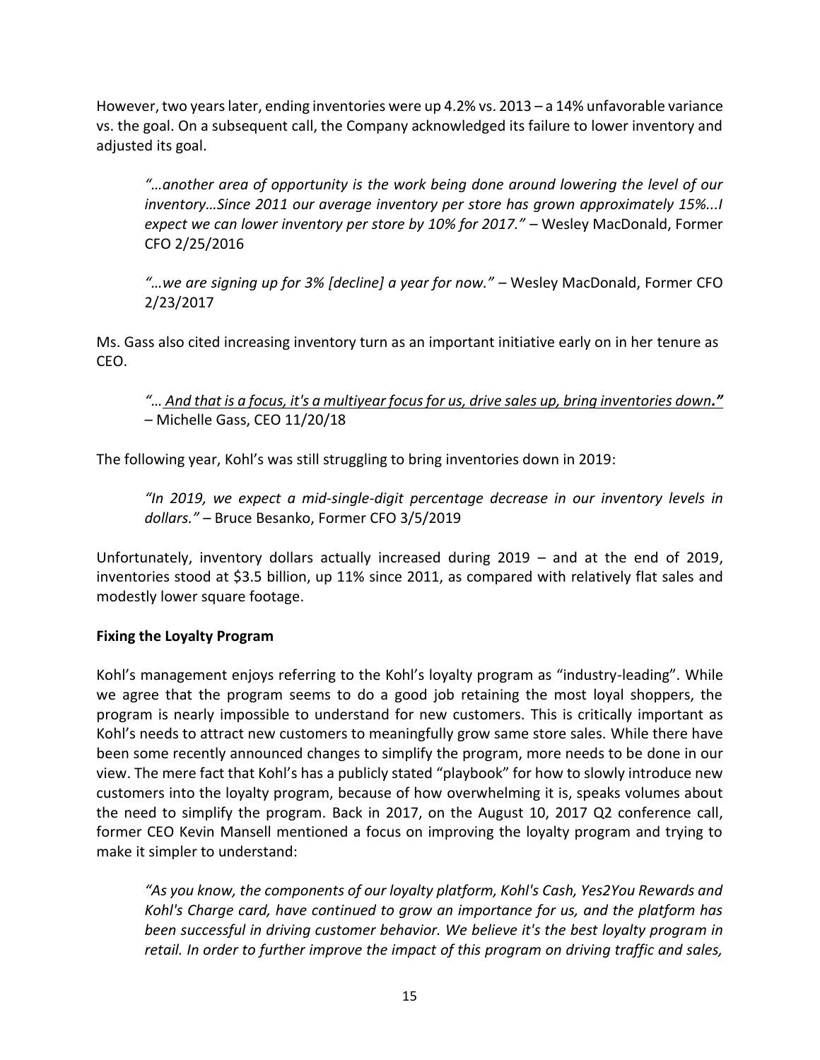However, two years later, ending inventories were up 4.2% vs. 2013 – a 14% unfavorable variance vs. the goal. On a subsequent call, the Company acknowledged its failure to lower inventory and adjusted its goal.

> *"…another area of opportunity is the work being done around lowering the level of our inventory…Since 2011 our average inventory per store has grown approximately 15%...I expect we can lower inventory per store by 10% for 2017."* – Wesley MacDonald, Former CFO 2/25/2016

> *"…we are signing up for 3% [decline] a year for now."* – Wesley MacDonald, Former CFO 2/23/2017

Ms. Gass also cited increasing inventory turn as an important initiative early on in her tenure as CEO.

> *"… <u>And that is a focus, it's a multiyear focus for us, drive sales up, bring inventories down</u>**."***
> – Michelle Gass, CEO 11/20/18

The following year, Kohl's was still struggling to bring inventories down in 2019:

> *"In 2019, we expect a mid-single-digit percentage decrease in our inventory levels in dollars."* – Bruce Besanko, Former CFO 3/5/2019

Unfortunately, inventory dollars actually increased during 2019 – and at the end of 2019, inventories stood at $3.5 billion, up 11% since 2011, as compared with relatively flat sales and modestly lower square footage.

**Fixing the Loyalty Program**

Kohl's management enjoys referring to the Kohl's loyalty program as "industry-leading". While we agree that the program seems to do a good job retaining the most loyal shoppers, the program is nearly impossible to understand for new customers. This is critically important as Kohl's needs to attract new customers to meaningfully grow same store sales. While there have been some recently announced changes to simplify the program, more needs to be done in our view. The mere fact that Kohl's has a publicly stated "playbook" for how to slowly introduce new customers into the loyalty program, because of how overwhelming it is, speaks volumes about the need to simplify the program. Back in 2017, on the August 10, 2017 Q2 conference call, former CEO Kevin Mansell mentioned a focus on improving the loyalty program and trying to make it simpler to understand:

> *"As you know, the components of our loyalty platform, Kohl's Cash, Yes2You Rewards and Kohl's Charge card, have continued to grow an importance for us, and the platform has been successful in driving customer behavior. We believe it's the best loyalty program in retail. In order to further improve the impact of this program on driving traffic and sales,*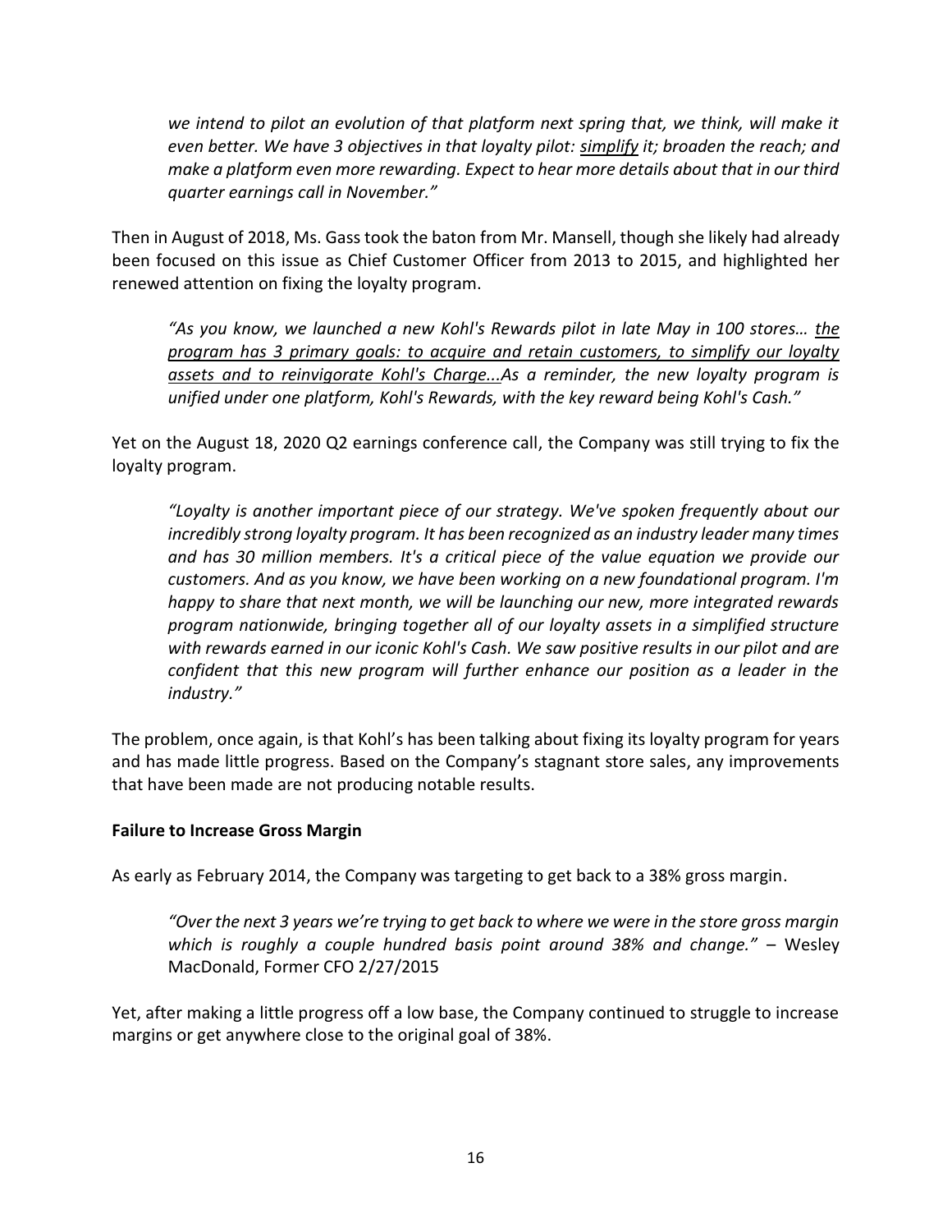*we intend to pilot an evolution of that platform next spring that, we think, will make it even better. We have 3 objectives in that loyalty pilot: <u>simplify</u> it; broaden the reach; and make a platform even more rewarding. Expect to hear more details about that in our third quarter earnings call in November."*

Then in August of 2018, Ms. Gass took the baton from Mr. Mansell, though she likely had already been focused on this issue as Chief Customer Officer from 2013 to 2015, and highlighted her renewed attention on fixing the loyalty program.

> *"As you know, we launched a new Kohl's Rewards pilot in late May in 100 stores… <u>the program has 3 primary goals: to acquire and retain customers, to simplify our loyalty assets and to reinvigorate Kohl's Charge...</u>As a reminder, the new loyalty program is unified under one platform, Kohl's Rewards, with the key reward being Kohl's Cash."*

Yet on the August 18, 2020 Q2 earnings conference call, the Company was still trying to fix the loyalty program.

> *"Loyalty is another important piece of our strategy. We've spoken frequently about our incredibly strong loyalty program. It has been recognized as an industry leader many times and has 30 million members. It's a critical piece of the value equation we provide our customers. And as you know, we have been working on a new foundational program. I'm happy to share that next month, we will be launching our new, more integrated rewards program nationwide, bringing together all of our loyalty assets in a simplified structure with rewards earned in our iconic Kohl's Cash. We saw positive results in our pilot and are confident that this new program will further enhance our position as a leader in the industry."*

The problem, once again, is that Kohl's has been talking about fixing its loyalty program for years and has made little progress. Based on the Company's stagnant store sales, any improvements that have been made are not producing notable results.

**Failure to Increase Gross Margin**

As early as February 2014, the Company was targeting to get back to a 38% gross margin.

> *"Over the next 3 years we're trying to get back to where we were in the store gross margin which is roughly a couple hundred basis point around 38% and change."* – Wesley MacDonald, Former CFO 2/27/2015

Yet, after making a little progress off a low base, the Company continued to struggle to increase margins or get anywhere close to the original goal of 38%.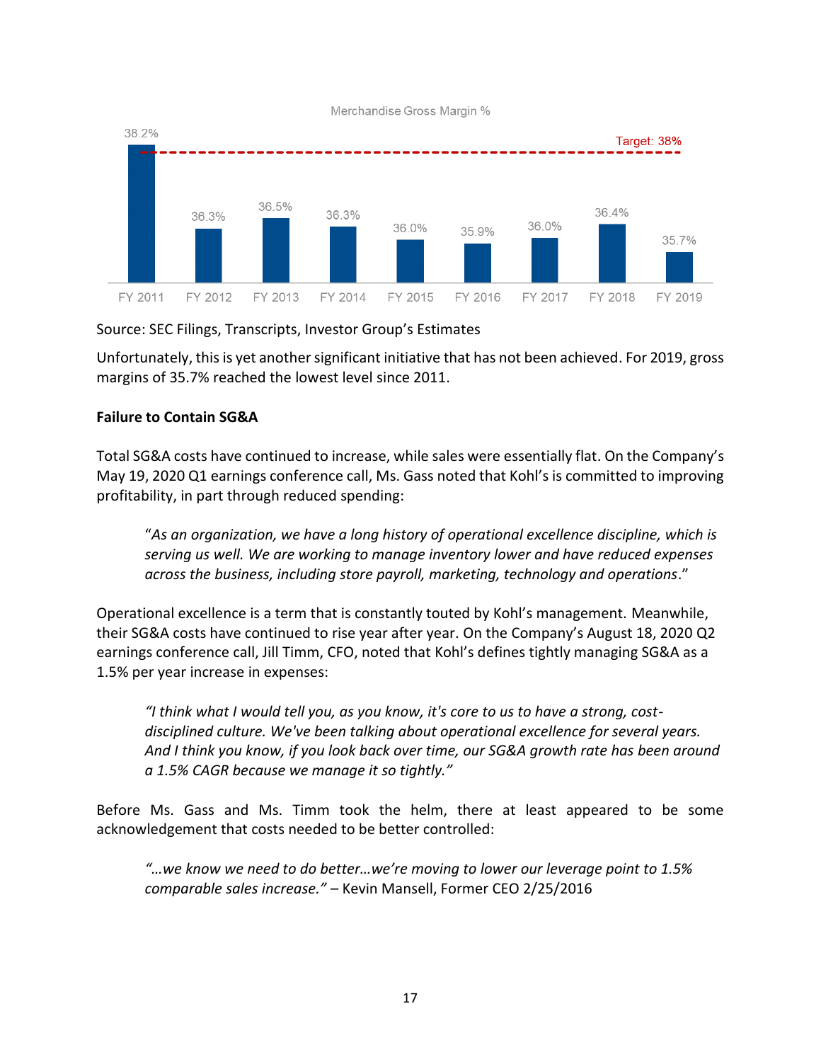Merchandise Gross Margin %

| | FY 2011 | FY 2012 | FY 2013 | FY 2014 | FY 2015 | FY 2016 | FY 2017 | FY 2018 | FY 2019 |
|---|---|---|---|---|---|---|---|---|---|
| Merchandise Gross Margin % | 38.2% | 36.3% | 36.5% | 36.3% | 36.0% | 35.9% | 36.0% | 36.4% | 35.7% |

Target: 38%

Source: SEC Filings, Transcripts, Investor Group's Estimates

Unfortunately, this is yet another significant initiative that has not been achieved. For 2019, gross margins of 35.7% reached the lowest level since 2011.

**Failure to Contain SG&A**

Total SG&A costs have continued to increase, while sales were essentially flat. On the Company's May 19, 2020 Q1 earnings conference call, Ms. Gass noted that Kohl's is committed to improving profitability, in part through reduced spending:

> "*As an organization, we have a long history of operational excellence discipline, which is serving us well. We are working to manage inventory lower and have reduced expenses across the business, including store payroll, marketing, technology and operations*."

Operational excellence is a term that is constantly touted by Kohl's management. Meanwhile, their SG&A costs have continued to rise year after year. On the Company's August 18, 2020 Q2 earnings conference call, Jill Timm, CFO, noted that Kohl's defines tightly managing SG&A as a 1.5% per year increase in expenses:

> *"I think what I would tell you, as you know, it's core to us to have a strong, cost-disciplined culture. We've been talking about operational excellence for several years. And I think you know, if you look back over time, our SG&A growth rate has been around a 1.5% CAGR because we manage it so tightly."*

Before Ms. Gass and Ms. Timm took the helm, there at least appeared to be some acknowledgement that costs needed to be better controlled:

> *"…we know we need to do better…we're moving to lower our leverage point to 1.5% comparable sales increase."* – Kevin Mansell, Former CEO 2/25/2016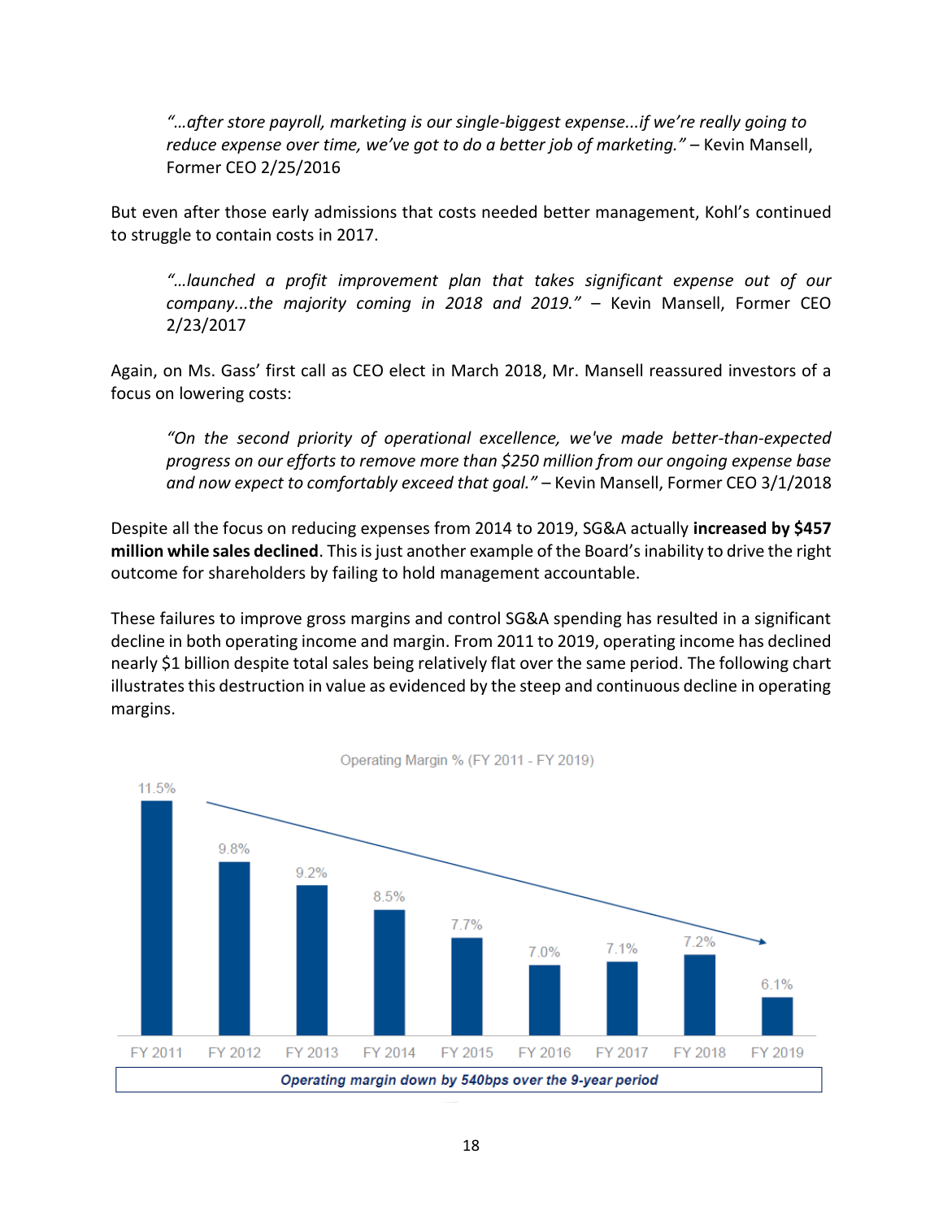> *"…after store payroll, marketing is our single-biggest expense...if we're really going to reduce expense over time, we've got to do a better job of marketing."* – Kevin Mansell, Former CEO 2/25/2016

But even after those early admissions that costs needed better management, Kohl's continued to struggle to contain costs in 2017.

> *"…launched a profit improvement plan that takes significant expense out of our company...the majority coming in 2018 and 2019."* – Kevin Mansell, Former CEO 2/23/2017

Again, on Ms. Gass' first call as CEO elect in March 2018, Mr. Mansell reassured investors of a focus on lowering costs:

> *"On the second priority of operational excellence, we've made better-than-expected progress on our efforts to remove more than $250 million from our ongoing expense base and now expect to comfortably exceed that goal."* – Kevin Mansell, Former CEO 3/1/2018

Despite all the focus on reducing expenses from 2014 to 2019, SG&A actually **increased by $457 million while sales declined**. This is just another example of the Board's inability to drive the right outcome for shareholders by failing to hold management accountable.

These failures to improve gross margins and control SG&A spending has resulted in a significant decline in both operating income and margin. From 2011 to 2019, operating income has declined nearly $1 billion despite total sales being relatively flat over the same period. The following chart illustrates this destruction in value as evidenced by the steep and continuous decline in operating margins.

Operating Margin % (FY 2011 - FY 2019)

| FY 2011 | FY 2012 | FY 2013 | FY 2014 | FY 2015 | FY 2016 | FY 2017 | FY 2018 | FY 2019 |
|---|---|---|---|---|---|---|---|---|
| 11.5% | 9.8% | 9.2% | 8.5% | 7.7% | 7.0% | 7.1% | 7.2% | 6.1% |

***Operating margin down by 540bps over the 9-year period***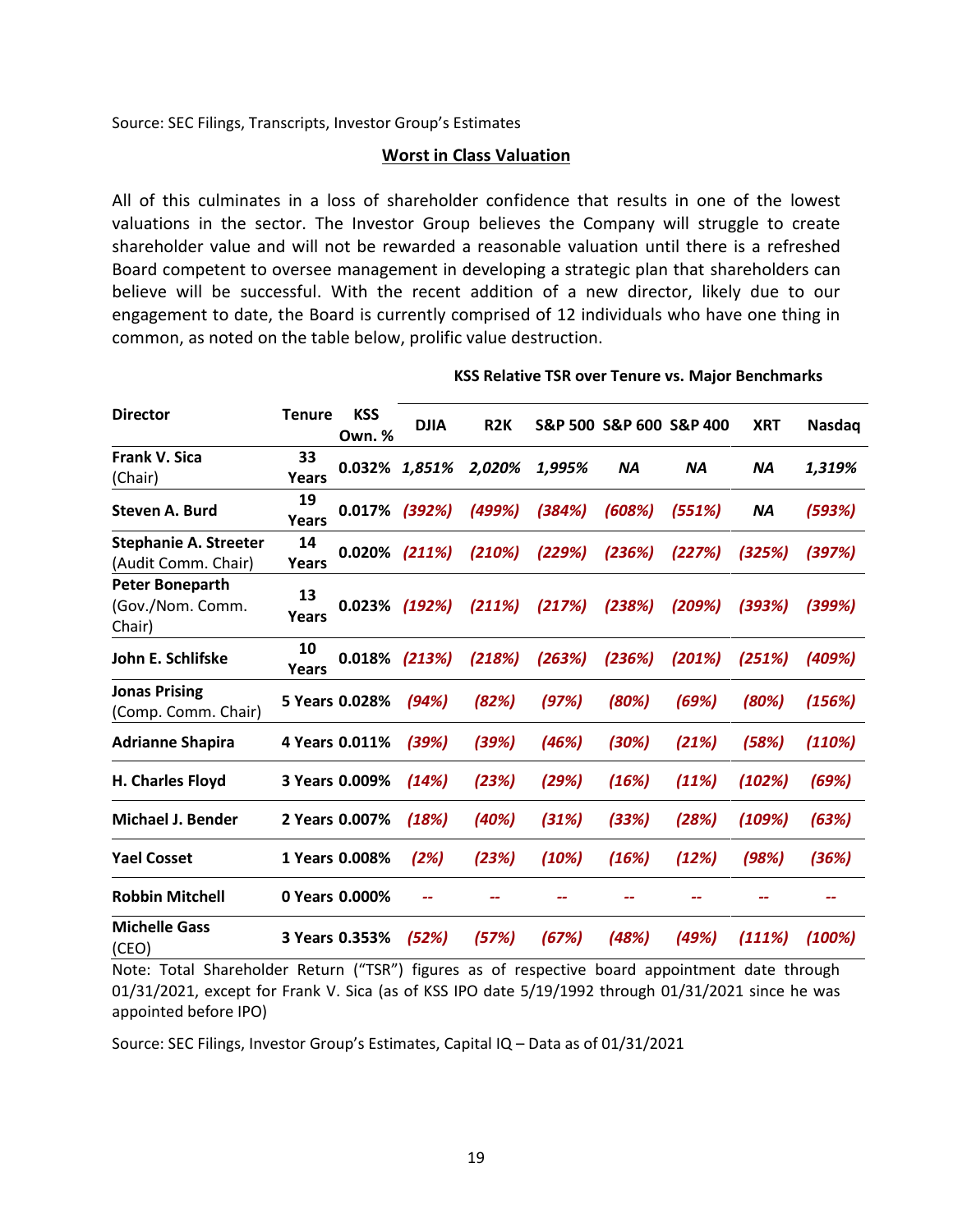Source: SEC Filings, Transcripts, Investor Group's Estimates

**Worst in Class Valuation**

All of this culminates in a loss of shareholder confidence that results in one of the lowest valuations in the sector. The Investor Group believes the Company will struggle to create shareholder value and will not be rewarded a reasonable valuation until there is a refreshed Board competent to oversee management in developing a strategic plan that shareholders can believe will be successful. With the recent addition of a new director, likely due to our engagement to date, the Board is currently comprised of 12 individuals who have one thing in common, as noted on the table below, prolific value destruction.

| | | | KSS Relative TSR over Tenure vs. Major Benchmarks | | | | | | |
|---|---|---|---|---|---|---|---|---|---|
| **Director** | **Tenure** | **KSS Own. %** | **DJIA** | **R2K** | **S&P 500** | **S&P 600** | **S&P 400** | **XRT** | **Nasdaq** |
| **Frank V. Sica** (Chair) | **33 Years** | **0.032%** | ***1,851%*** | ***2,020%*** | ***1,995%*** | ***NA*** | ***NA*** | ***NA*** | ***1,319%*** |
| **Steven A. Burd** | **19 Years** | **0.017%** | ***(392%)*** | ***(499%)*** | ***(384%)*** | ***(608%)*** | ***(551%)*** | ***NA*** | ***(593%)*** |
| **Stephanie A. Streeter** (Audit Comm. Chair) | **14 Years** | **0.020%** | ***(211%)*** | ***(210%)*** | ***(229%)*** | ***(236%)*** | ***(227%)*** | ***(325%)*** | ***(397%)*** |
| **Peter Boneparth** (Gov./Nom. Comm. Chair) | **13 Years** | **0.023%** | ***(192%)*** | ***(211%)*** | ***(217%)*** | ***(238%)*** | ***(209%)*** | ***(393%)*** | ***(399%)*** |
| **John E. Schlifske** | **10 Years** | **0.018%** | ***(213%)*** | ***(218%)*** | ***(263%)*** | ***(236%)*** | ***(201%)*** | ***(251%)*** | ***(409%)*** |
| **Jonas Prising** (Comp. Comm. Chair) | **5 Years** | **0.028%** | ***(94%)*** | ***(82%)*** | ***(97%)*** | ***(80%)*** | ***(69%)*** | ***(80%)*** | ***(156%)*** |
| **Adrianne Shapira** | **4 Years** | **0.011%** | ***(39%)*** | ***(39%)*** | ***(46%)*** | ***(30%)*** | ***(21%)*** | ***(58%)*** | ***(110%)*** |
| **H. Charles Floyd** | **3 Years** | **0.009%** | ***(14%)*** | ***(23%)*** | ***(29%)*** | ***(16%)*** | ***(11%)*** | ***(102%)*** | ***(69%)*** |
| **Michael J. Bender** | **2 Years** | **0.007%** | ***(18%)*** | ***(40%)*** | ***(31%)*** | ***(33%)*** | ***(28%)*** | ***(109%)*** | ***(63%)*** |
| **Yael Cosset** | **1 Years** | **0.008%** | ***(2%)*** | ***(23%)*** | ***(10%)*** | ***(16%)*** | ***(12%)*** | ***(98%)*** | ***(36%)*** |
| **Robbin Mitchell** | **0 Years** | **0.000%** | -- | -- | -- | -- | -- | -- | -- |
| **Michelle Gass** (CEO) | **3 Years** | **0.353%** | ***(52%)*** | ***(57%)*** | ***(67%)*** | ***(48%)*** | ***(49%)*** | ***(111%)*** | ***(100%)*** |

Note: Total Shareholder Return ("TSR") figures as of respective board appointment date through 01/31/2021, except for Frank V. Sica (as of KSS IPO date 5/19/1992 through 01/31/2021 since he was appointed before IPO)

Source: SEC Filings, Investor Group's Estimates, Capital IQ – Data as of 01/31/2021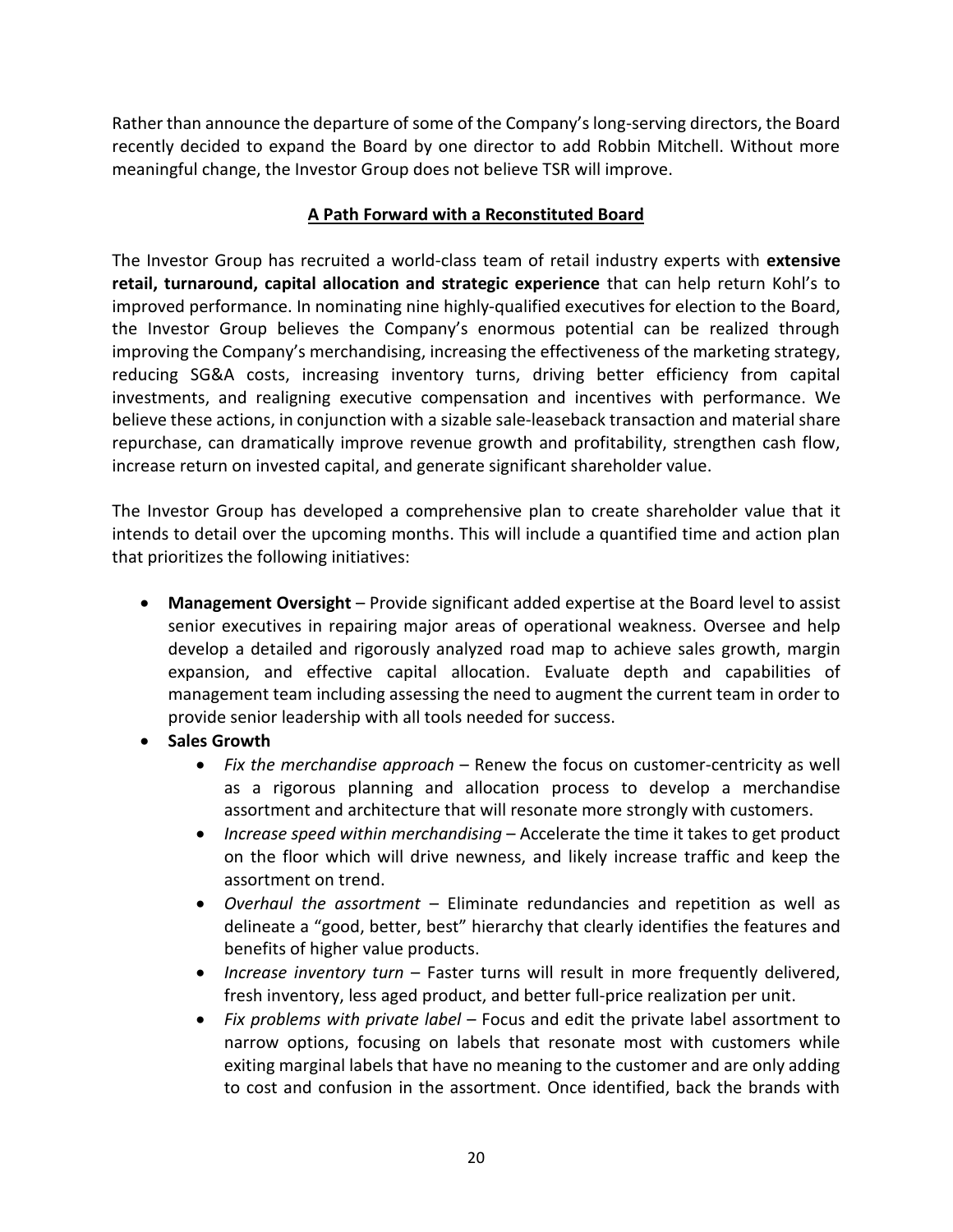Rather than announce the departure of some of the Company's long-serving directors, the Board recently decided to expand the Board by one director to add Robbin Mitchell. Without more meaningful change, the Investor Group does not believe TSR will improve.

## A Path Forward with a Reconstituted Board

The Investor Group has recruited a world-class team of retail industry experts with **extensive retail, turnaround, capital allocation and strategic experience** that can help return Kohl's to improved performance. In nominating nine highly-qualified executives for election to the Board, the Investor Group believes the Company's enormous potential can be realized through improving the Company's merchandising, increasing the effectiveness of the marketing strategy, reducing SG&A costs, increasing inventory turns, driving better efficiency from capital investments, and realigning executive compensation and incentives with performance. We believe these actions, in conjunction with a sizable sale-leaseback transaction and material share repurchase, can dramatically improve revenue growth and profitability, strengthen cash flow, increase return on invested capital, and generate significant shareholder value.

The Investor Group has developed a comprehensive plan to create shareholder value that it intends to detail over the upcoming months. This will include a quantified time and action plan that prioritizes the following initiatives:

- **Management Oversight** – Provide significant added expertise at the Board level to assist senior executives in repairing major areas of operational weakness. Oversee and help develop a detailed and rigorously analyzed road map to achieve sales growth, margin expansion, and effective capital allocation. Evaluate depth and capabilities of management team including assessing the need to augment the current team in order to provide senior leadership with all tools needed for success.
- **Sales Growth**
  - *Fix the merchandise approach* – Renew the focus on customer-centricity as well as a rigorous planning and allocation process to develop a merchandise assortment and architecture that will resonate more strongly with customers.
  - *Increase speed within merchandising* – Accelerate the time it takes to get product on the floor which will drive newness, and likely increase traffic and keep the assortment on trend.
  - *Overhaul the assortment* – Eliminate redundancies and repetition as well as delineate a "good, better, best" hierarchy that clearly identifies the features and benefits of higher value products.
  - *Increase inventory turn* – Faster turns will result in more frequently delivered, fresh inventory, less aged product, and better full-price realization per unit.
  - *Fix problems with private label* – Focus and edit the private label assortment to narrow options, focusing on labels that resonate most with customers while exiting marginal labels that have no meaning to the customer and are only adding to cost and confusion in the assortment. Once identified, back the brands with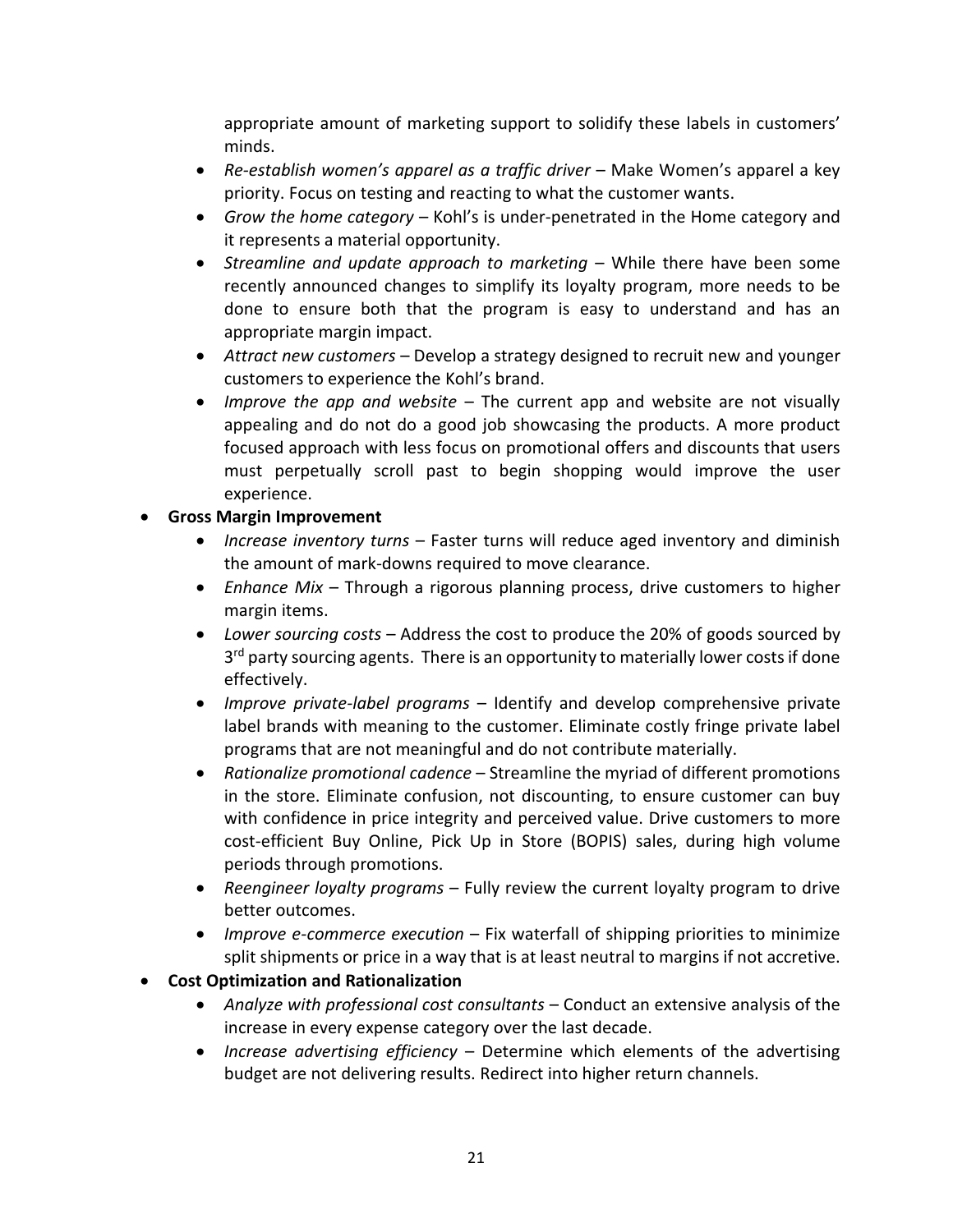appropriate amount of marketing support to solidify these labels in customers' minds.

- *Re-establish women's apparel as a traffic driver* – Make Women's apparel a key priority. Focus on testing and reacting to what the customer wants.
- *Grow the home category* – Kohl's is under-penetrated in the Home category and it represents a material opportunity.
- *Streamline and update approach to marketing* – While there have been some recently announced changes to simplify its loyalty program, more needs to be done to ensure both that the program is easy to understand and has an appropriate margin impact.
- *Attract new customers* – Develop a strategy designed to recruit new and younger customers to experience the Kohl's brand.
- *Improve the app and website* – The current app and website are not visually appealing and do not do a good job showcasing the products. A more product focused approach with less focus on promotional offers and discounts that users must perpetually scroll past to begin shopping would improve the user experience.

- **Gross Margin Improvement**
  - *Increase inventory turns* – Faster turns will reduce aged inventory and diminish the amount of mark-downs required to move clearance.
  - *Enhance Mix* – Through a rigorous planning process, drive customers to higher margin items.
  - *Lower sourcing costs* – Address the cost to produce the 20% of goods sourced by 3rd party sourcing agents. There is an opportunity to materially lower costs if done effectively.
  - *Improve private-label programs* – Identify and develop comprehensive private label brands with meaning to the customer. Eliminate costly fringe private label programs that are not meaningful and do not contribute materially.
  - *Rationalize promotional cadence* – Streamline the myriad of different promotions in the store. Eliminate confusion, not discounting, to ensure customer can buy with confidence in price integrity and perceived value. Drive customers to more cost-efficient Buy Online, Pick Up in Store (BOPIS) sales, during high volume periods through promotions.
  - *Reengineer loyalty programs* – Fully review the current loyalty program to drive better outcomes.
  - *Improve e-commerce execution* – Fix waterfall of shipping priorities to minimize split shipments or price in a way that is at least neutral to margins if not accretive.
- **Cost Optimization and Rationalization**
  - *Analyze with professional cost consultants* – Conduct an extensive analysis of the increase in every expense category over the last decade.
  - *Increase advertising efficiency* – Determine which elements of the advertising budget are not delivering results. Redirect into higher return channels.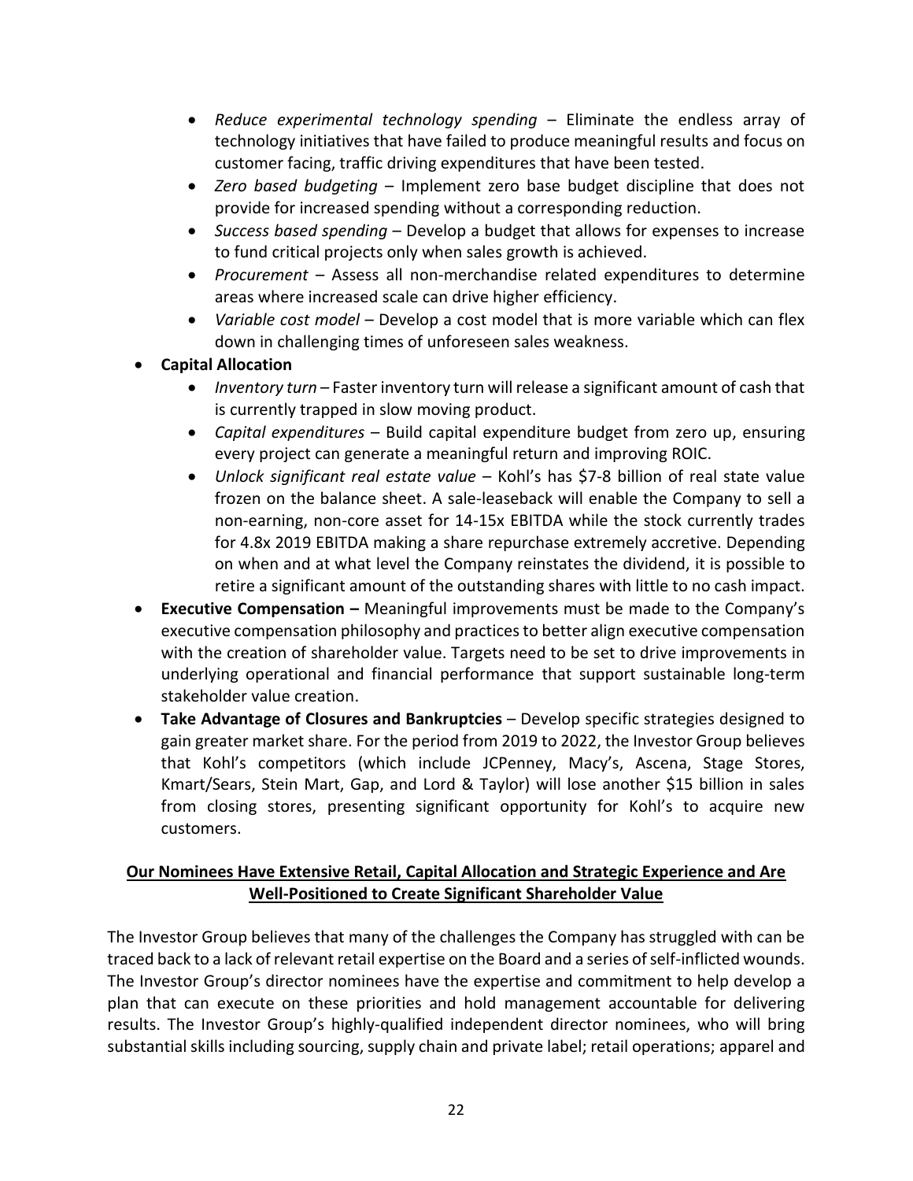- *Reduce experimental technology spending* – Eliminate the endless array of technology initiatives that have failed to produce meaningful results and focus on customer facing, traffic driving expenditures that have been tested.
  - *Zero based budgeting* – Implement zero base budget discipline that does not provide for increased spending without a corresponding reduction.
  - *Success based spending* – Develop a budget that allows for expenses to increase to fund critical projects only when sales growth is achieved.
  - *Procurement* – Assess all non-merchandise related expenditures to determine areas where increased scale can drive higher efficiency.
  - *Variable cost model* – Develop a cost model that is more variable which can flex down in challenging times of unforeseen sales weakness.
- **Capital Allocation**
  - *Inventory turn* – Faster inventory turn will release a significant amount of cash that is currently trapped in slow moving product.
  - *Capital expenditures* – Build capital expenditure budget from zero up, ensuring every project can generate a meaningful return and improving ROIC.
  - *Unlock significant real estate value* – Kohl's has $7-8 billion of real state value frozen on the balance sheet. A sale-leaseback will enable the Company to sell a non-earning, non-core asset for 14-15x EBITDA while the stock currently trades for 4.8x 2019 EBITDA making a share repurchase extremely accretive. Depending on when and at what level the Company reinstates the dividend, it is possible to retire a significant amount of the outstanding shares with little to no cash impact.
- **Executive Compensation –** Meaningful improvements must be made to the Company's executive compensation philosophy and practices to better align executive compensation with the creation of shareholder value. Targets need to be set to drive improvements in underlying operational and financial performance that support sustainable long-term stakeholder value creation.
- **Take Advantage of Closures and Bankruptcies** – Develop specific strategies designed to gain greater market share. For the period from 2019 to 2022, the Investor Group believes that Kohl's competitors (which include JCPenney, Macy's, Ascena, Stage Stores, Kmart/Sears, Stein Mart, Gap, and Lord & Taylor) will lose another $15 billion in sales from closing stores, presenting significant opportunity for Kohl's to acquire new customers.

## Our Nominees Have Extensive Retail, Capital Allocation and Strategic Experience and Are Well-Positioned to Create Significant Shareholder Value

The Investor Group believes that many of the challenges the Company has struggled with can be traced back to a lack of relevant retail expertise on the Board and a series of self-inflicted wounds. The Investor Group's director nominees have the expertise and commitment to help develop a plan that can execute on these priorities and hold management accountable for delivering results. The Investor Group's highly-qualified independent director nominees, who will bring substantial skills including sourcing, supply chain and private label; retail operations; apparel and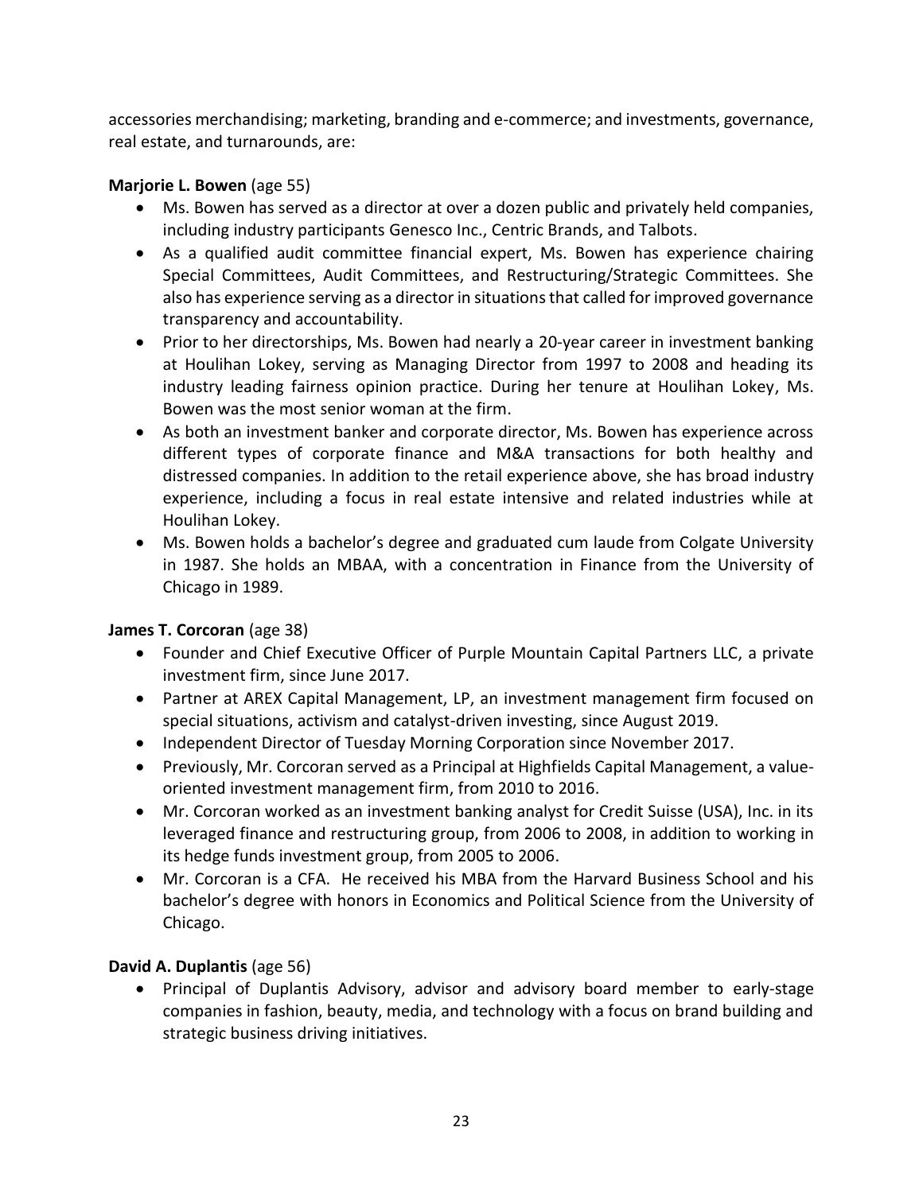accessories merchandising; marketing, branding and e-commerce; and investments, governance, real estate, and turnarounds, are:

**Marjorie L. Bowen** (age 55)

- Ms. Bowen has served as a director at over a dozen public and privately held companies, including industry participants Genesco Inc., Centric Brands, and Talbots.
- As a qualified audit committee financial expert, Ms. Bowen has experience chairing Special Committees, Audit Committees, and Restructuring/Strategic Committees. She also has experience serving as a director in situations that called for improved governance transparency and accountability.
- Prior to her directorships, Ms. Bowen had nearly a 20-year career in investment banking at Houlihan Lokey, serving as Managing Director from 1997 to 2008 and heading its industry leading fairness opinion practice. During her tenure at Houlihan Lokey, Ms. Bowen was the most senior woman at the firm.
- As both an investment banker and corporate director, Ms. Bowen has experience across different types of corporate finance and M&A transactions for both healthy and distressed companies. In addition to the retail experience above, she has broad industry experience, including a focus in real estate intensive and related industries while at Houlihan Lokey.
- Ms. Bowen holds a bachelor's degree and graduated cum laude from Colgate University in 1987. She holds an MBAA, with a concentration in Finance from the University of Chicago in 1989.

**James T. Corcoran** (age 38)

- Founder and Chief Executive Officer of Purple Mountain Capital Partners LLC, a private investment firm, since June 2017.
- Partner at AREX Capital Management, LP, an investment management firm focused on special situations, activism and catalyst-driven investing, since August 2019.
- Independent Director of Tuesday Morning Corporation since November 2017.
- Previously, Mr. Corcoran served as a Principal at Highfields Capital Management, a value-oriented investment management firm, from 2010 to 2016.
- Mr. Corcoran worked as an investment banking analyst for Credit Suisse (USA), Inc. in its leveraged finance and restructuring group, from 2006 to 2008, in addition to working in its hedge funds investment group, from 2005 to 2006.
- Mr. Corcoran is a CFA. He received his MBA from the Harvard Business School and his bachelor's degree with honors in Economics and Political Science from the University of Chicago.

**David A. Duplantis** (age 56)

- Principal of Duplantis Advisory, advisor and advisory board member to early-stage companies in fashion, beauty, media, and technology with a focus on brand building and strategic business driving initiatives.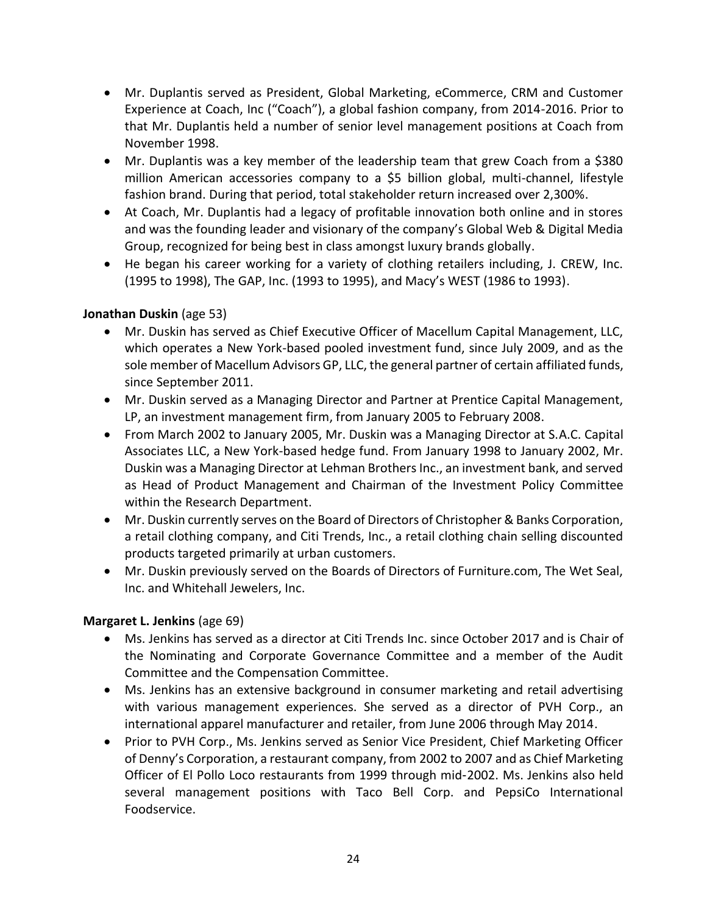- Mr. Duplantis served as President, Global Marketing, eCommerce, CRM and Customer Experience at Coach, Inc ("Coach"), a global fashion company, from 2014-2016. Prior to that Mr. Duplantis held a number of senior level management positions at Coach from November 1998.
- Mr. Duplantis was a key member of the leadership team that grew Coach from a $380 million American accessories company to a $5 billion global, multi-channel, lifestyle fashion brand. During that period, total stakeholder return increased over 2,300%.
- At Coach, Mr. Duplantis had a legacy of profitable innovation both online and in stores and was the founding leader and visionary of the company's Global Web & Digital Media Group, recognized for being best in class amongst luxury brands globally.
- He began his career working for a variety of clothing retailers including, J. CREW, Inc. (1995 to 1998), The GAP, Inc. (1993 to 1995), and Macy's WEST (1986 to 1993).

**Jonathan Duskin** (age 53)

- Mr. Duskin has served as Chief Executive Officer of Macellum Capital Management, LLC, which operates a New York-based pooled investment fund, since July 2009, and as the sole member of Macellum Advisors GP, LLC, the general partner of certain affiliated funds, since September 2011.
- Mr. Duskin served as a Managing Director and Partner at Prentice Capital Management, LP, an investment management firm, from January 2005 to February 2008.
- From March 2002 to January 2005, Mr. Duskin was a Managing Director at S.A.C. Capital Associates LLC, a New York-based hedge fund. From January 1998 to January 2002, Mr. Duskin was a Managing Director at Lehman Brothers Inc., an investment bank, and served as Head of Product Management and Chairman of the Investment Policy Committee within the Research Department.
- Mr. Duskin currently serves on the Board of Directors of Christopher & Banks Corporation, a retail clothing company, and Citi Trends, Inc., a retail clothing chain selling discounted products targeted primarily at urban customers.
- Mr. Duskin previously served on the Boards of Directors of Furniture.com, The Wet Seal, Inc. and Whitehall Jewelers, Inc.

**Margaret L. Jenkins** (age 69)

- Ms. Jenkins has served as a director at Citi Trends Inc. since October 2017 and is Chair of the Nominating and Corporate Governance Committee and a member of the Audit Committee and the Compensation Committee.
- Ms. Jenkins has an extensive background in consumer marketing and retail advertising with various management experiences. She served as a director of PVH Corp., an international apparel manufacturer and retailer, from June 2006 through May 2014.
- Prior to PVH Corp., Ms. Jenkins served as Senior Vice President, Chief Marketing Officer of Denny's Corporation, a restaurant company, from 2002 to 2007 and as Chief Marketing Officer of El Pollo Loco restaurants from 1999 through mid-2002. Ms. Jenkins also held several management positions with Taco Bell Corp. and PepsiCo International Foodservice.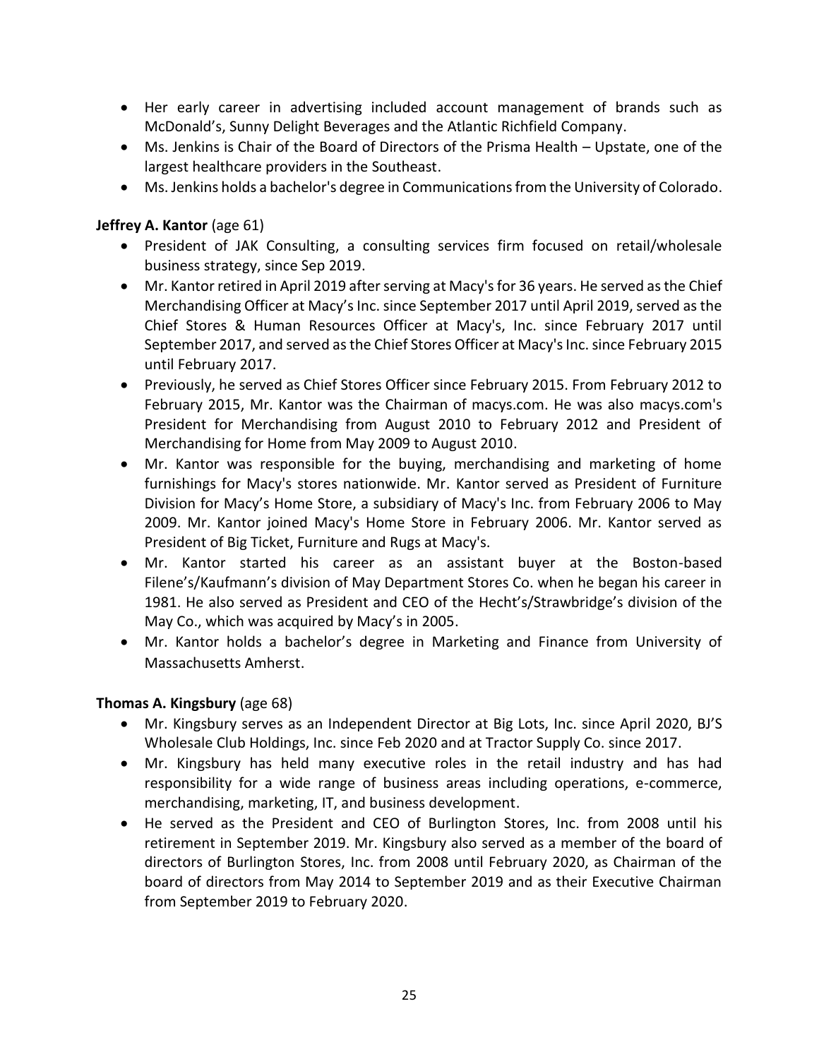- Her early career in advertising included account management of brands such as McDonald's, Sunny Delight Beverages and the Atlantic Richfield Company.
- Ms. Jenkins is Chair of the Board of Directors of the Prisma Health – Upstate, one of the largest healthcare providers in the Southeast.
- Ms. Jenkins holds a bachelor's degree in Communications from the University of Colorado.

**Jeffrey A. Kantor** (age 61)

- President of JAK Consulting, a consulting services firm focused on retail/wholesale business strategy, since Sep 2019.
- Mr. Kantor retired in April 2019 after serving at Macy's for 36 years. He served as the Chief Merchandising Officer at Macy's Inc. since September 2017 until April 2019, served as the Chief Stores & Human Resources Officer at Macy's, Inc. since February 2017 until September 2017, and served as the Chief Stores Officer at Macy's Inc. since February 2015 until February 2017.
- Previously, he served as Chief Stores Officer since February 2015. From February 2012 to February 2015, Mr. Kantor was the Chairman of macys.com. He was also macys.com's President for Merchandising from August 2010 to February 2012 and President of Merchandising for Home from May 2009 to August 2010.
- Mr. Kantor was responsible for the buying, merchandising and marketing of home furnishings for Macy's stores nationwide. Mr. Kantor served as President of Furniture Division for Macy's Home Store, a subsidiary of Macy's Inc. from February 2006 to May 2009. Mr. Kantor joined Macy's Home Store in February 2006. Mr. Kantor served as President of Big Ticket, Furniture and Rugs at Macy's.
- Mr. Kantor started his career as an assistant buyer at the Boston-based Filene's/Kaufmann's division of May Department Stores Co. when he began his career in 1981. He also served as President and CEO of the Hecht's/Strawbridge's division of the May Co., which was acquired by Macy's in 2005.
- Mr. Kantor holds a bachelor's degree in Marketing and Finance from University of Massachusetts Amherst.

**Thomas A. Kingsbury** (age 68)

- Mr. Kingsbury serves as an Independent Director at Big Lots, Inc. since April 2020, BJ'S Wholesale Club Holdings, Inc. since Feb 2020 and at Tractor Supply Co. since 2017.
- Mr. Kingsbury has held many executive roles in the retail industry and has had responsibility for a wide range of business areas including operations, e-commerce, merchandising, marketing, IT, and business development.
- He served as the President and CEO of Burlington Stores, Inc. from 2008 until his retirement in September 2019. Mr. Kingsbury also served as a member of the board of directors of Burlington Stores, Inc. from 2008 until February 2020, as Chairman of the board of directors from May 2014 to September 2019 and as their Executive Chairman from September 2019 to February 2020.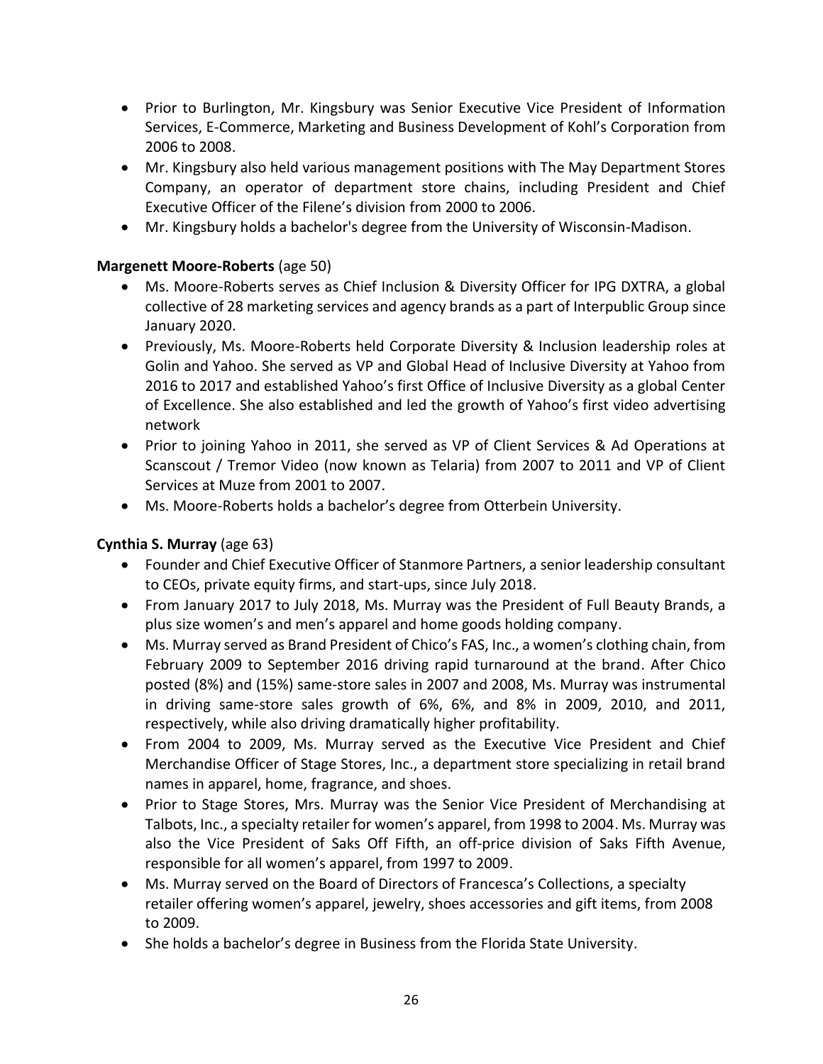- Prior to Burlington, Mr. Kingsbury was Senior Executive Vice President of Information Services, E-Commerce, Marketing and Business Development of Kohl's Corporation from 2006 to 2008.
- Mr. Kingsbury also held various management positions with The May Department Stores Company, an operator of department store chains, including President and Chief Executive Officer of the Filene's division from 2000 to 2006.
- Mr. Kingsbury holds a bachelor's degree from the University of Wisconsin-Madison.

**Margenett Moore-Roberts** (age 50)

- Ms. Moore-Roberts serves as Chief Inclusion & Diversity Officer for IPG DXTRA, a global collective of 28 marketing services and agency brands as a part of Interpublic Group since January 2020.
- Previously, Ms. Moore-Roberts held Corporate Diversity & Inclusion leadership roles at Golin and Yahoo. She served as VP and Global Head of Inclusive Diversity at Yahoo from 2016 to 2017 and established Yahoo's first Office of Inclusive Diversity as a global Center of Excellence. She also established and led the growth of Yahoo's first video advertising network
- Prior to joining Yahoo in 2011, she served as VP of Client Services & Ad Operations at Scanscout / Tremor Video (now known as Telaria) from 2007 to 2011 and VP of Client Services at Muze from 2001 to 2007.
- Ms. Moore-Roberts holds a bachelor's degree from Otterbein University.

**Cynthia S. Murray** (age 63)

- Founder and Chief Executive Officer of Stanmore Partners, a senior leadership consultant to CEOs, private equity firms, and start-ups, since July 2018.
- From January 2017 to July 2018, Ms. Murray was the President of Full Beauty Brands, a plus size women's and men's apparel and home goods holding company.
- Ms. Murray served as Brand President of Chico's FAS, Inc., a women's clothing chain, from February 2009 to September 2016 driving rapid turnaround at the brand. After Chico posted (8%) and (15%) same-store sales in 2007 and 2008, Ms. Murray was instrumental in driving same-store sales growth of 6%, 6%, and 8% in 2009, 2010, and 2011, respectively, while also driving dramatically higher profitability.
- From 2004 to 2009, Ms. Murray served as the Executive Vice President and Chief Merchandise Officer of Stage Stores, Inc., a department store specializing in retail brand names in apparel, home, fragrance, and shoes.
- Prior to Stage Stores, Mrs. Murray was the Senior Vice President of Merchandising at Talbots, Inc., a specialty retailer for women's apparel, from 1998 to 2004. Ms. Murray was also the Vice President of Saks Off Fifth, an off-price division of Saks Fifth Avenue, responsible for all women's apparel, from 1997 to 2009.
- Ms. Murray served on the Board of Directors of Francesca's Collections, a specialty retailer offering women's apparel, jewelry, shoes accessories and gift items, from 2008 to 2009.
- She holds a bachelor's degree in Business from the Florida State University.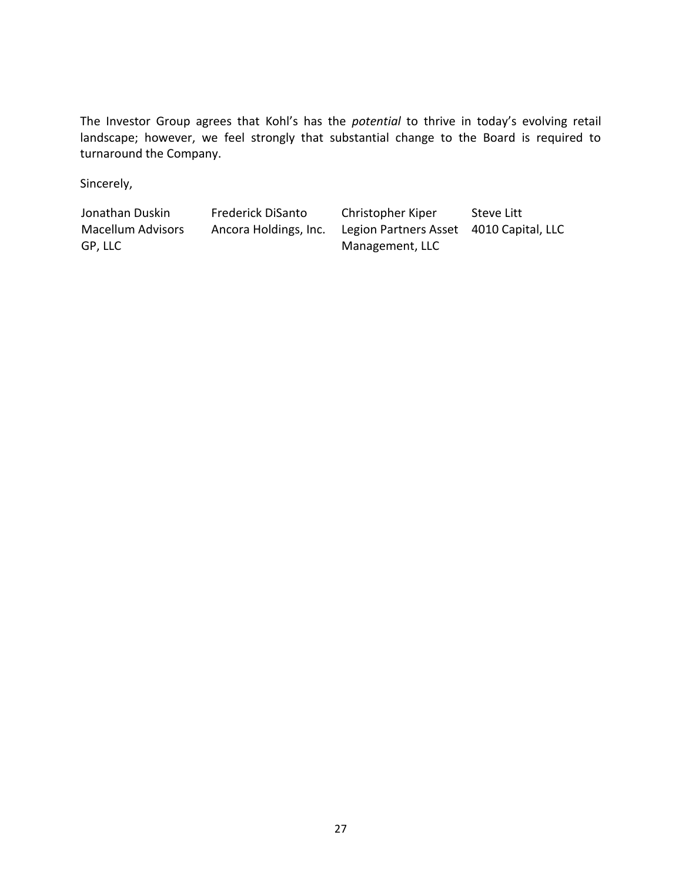The Investor Group agrees that Kohl's has the *potential* to thrive in today's evolving retail landscape; however, we feel strongly that substantial change to the Board is required to turnaround the Company.

Sincerely,

| | | | |
|---|---|---|---|
| Jonathan Duskin | Frederick DiSanto | Christopher Kiper | Steve Litt |
| Macellum Advisors GP, LLC | Ancora Holdings, Inc. | Legion Partners Asset Management, LLC | 4010 Capital, LLC |